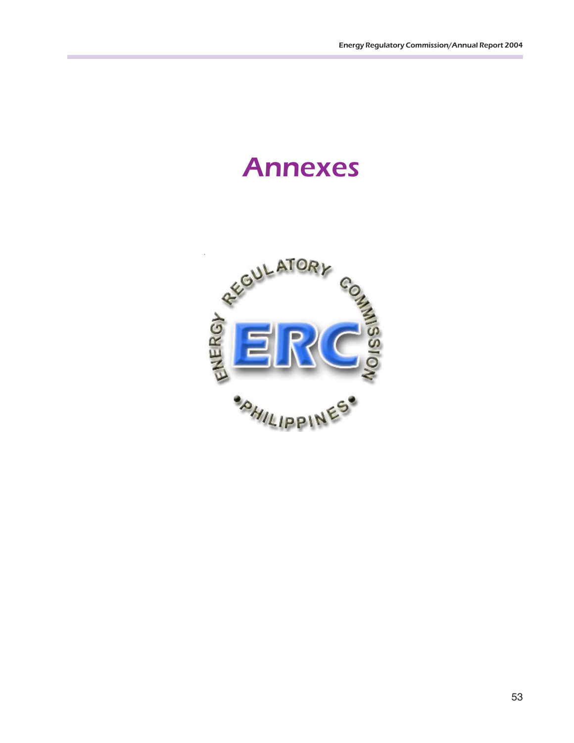# Annexes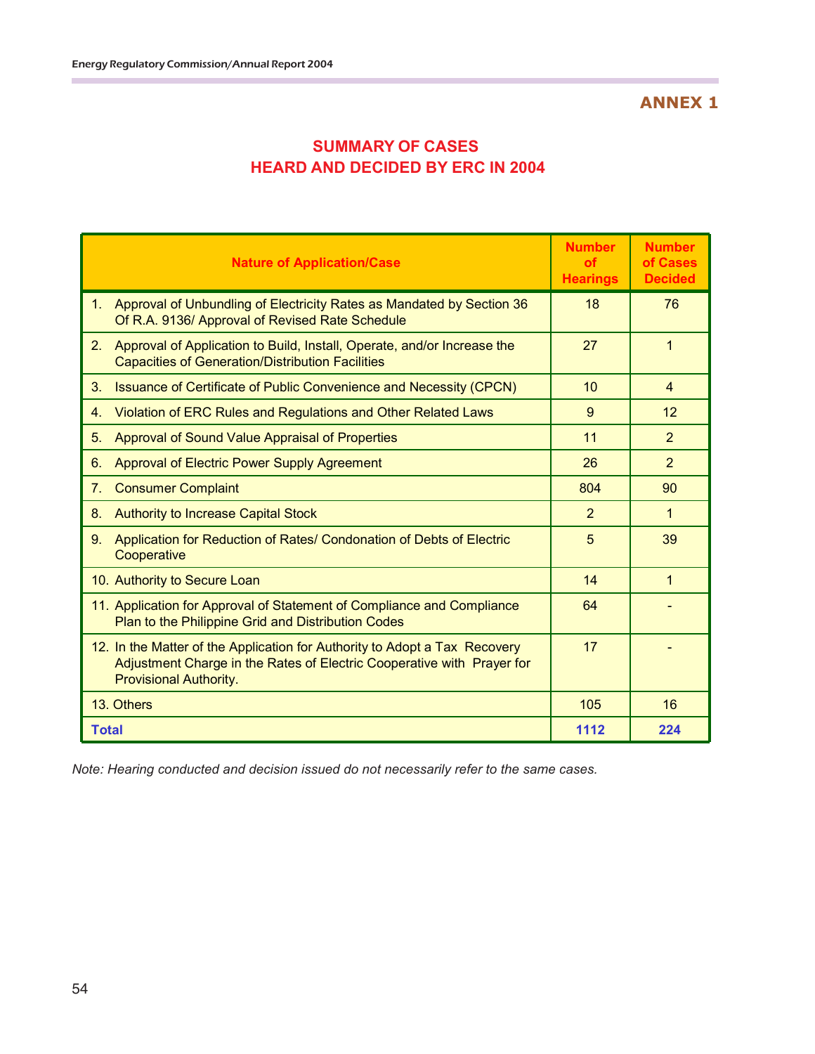**ANNEX 1**

## SUMMARY OF CASES
## HEARD AND DECIDED BY ERC IN 2004

| Nature of Application/Case | Number of Hearings | Number of Cases Decided |
|---|---|---|
| 1. Approval of Unbundling of Electricity Rates as Mandated by Section 36 Of R.A. 9136/ Approval of Revised Rate Schedule | 18 | 76 |
| 2. Approval of Application to Build, Install, Operate, and/or Increase the Capacities of Generation/Distribution Facilities | 27 | 1 |
| 3. Issuance of Certificate of Public Convenience and Necessity (CPCN) | 10 | 4 |
| 4. Violation of ERC Rules and Regulations and Other Related Laws | 9 | 12 |
| 5. Approval of Sound Value Appraisal of Properties | 11 | 2 |
| 6. Approval of Electric Power Supply Agreement | 26 | 2 |
| 7. Consumer Complaint | 804 | 90 |
| 8. Authority to Increase Capital Stock | 2 | 1 |
| 9. Application for Reduction of Rates/ Condonation of Debts of Electric Cooperative | 5 | 39 |
| 10. Authority to Secure Loan | 14 | 1 |
| 11. Application for Approval of Statement of Compliance and Compliance Plan to the Philippine Grid and Distribution Codes | 64 | - |
| 12. In the Matter of the Application for Authority to Adopt a Tax Recovery Adjustment Charge in the Rates of Electric Cooperative with Prayer for Provisional Authority. | 17 | - |
| 13. Others | 105 | 16 |
| **Total** | **1112** | **224** |

*Note: Hearing conducted and decision issued do not necessarily refer to the same cases.*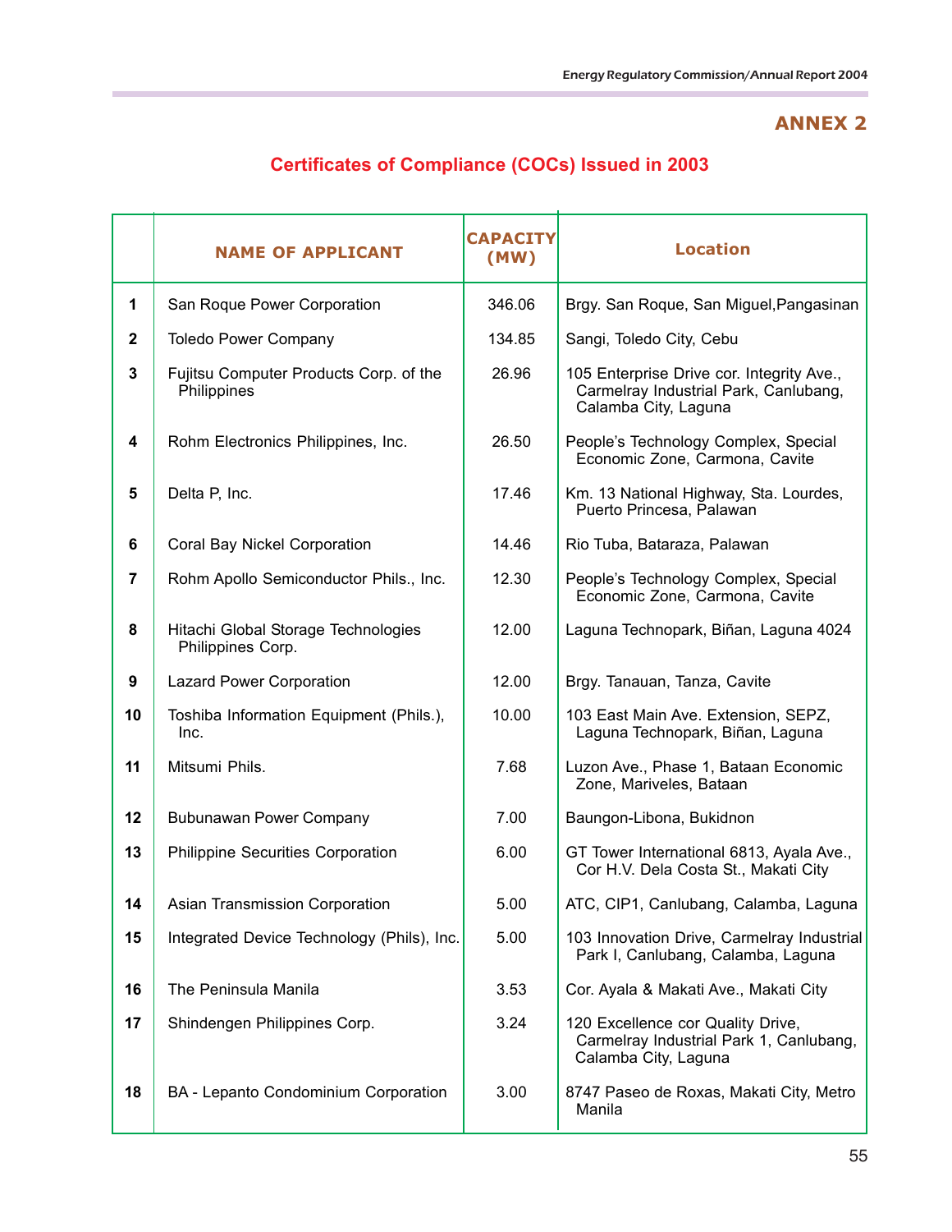## ANNEX 2

### Certificates of Compliance (COCs) Issued in 2003

| | NAME OF APPLICANT | CAPACITY (MW) | Location |
|---|---|---|---|
| 1 | San Roque Power Corporation | 346.06 | Brgy. San Roque, San Miguel,Pangasinan |
| 2 | Toledo Power Company | 134.85 | Sangi, Toledo City, Cebu |
| 3 | Fujitsu Computer Products Corp. of the Philippines | 26.96 | 105 Enterprise Drive cor. Integrity Ave., Carmelray Industrial Park, Canlubang, Calamba City, Laguna |
| 4 | Rohm Electronics Philippines, Inc. | 26.50 | People's Technology Complex, Special Economic Zone, Carmona, Cavite |
| 5 | Delta P, Inc. | 17.46 | Km. 13 National Highway, Sta. Lourdes, Puerto Princesa, Palawan |
| 6 | Coral Bay Nickel Corporation | 14.46 | Rio Tuba, Bataraza, Palawan |
| 7 | Rohm Apollo Semiconductor Phils., Inc. | 12.30 | People's Technology Complex, Special Economic Zone, Carmona, Cavite |
| 8 | Hitachi Global Storage Technologies Philippines Corp. | 12.00 | Laguna Technopark, Biñan, Laguna 4024 |
| 9 | Lazard Power Corporation | 12.00 | Brgy. Tanauan, Tanza, Cavite |
| 10 | Toshiba Information Equipment (Phils.), Inc. | 10.00 | 103 East Main Ave. Extension, SEPZ, Laguna Technopark, Biñan, Laguna |
| 11 | Mitsumi Phils. | 7.68 | Luzon Ave., Phase 1, Bataan Economic Zone, Mariveles, Bataan |
| 12 | Bubunawan Power Company | 7.00 | Baungon-Libona, Bukidnon |
| 13 | Philippine Securities Corporation | 6.00 | GT Tower International 6813, Ayala Ave., Cor H.V. Dela Costa St., Makati City |
| 14 | Asian Transmission Corporation | 5.00 | ATC, CIP1, Canlubang, Calamba, Laguna |
| 15 | Integrated Device Technology (Phils), Inc. | 5.00 | 103 Innovation Drive, Carmelray Industrial Park I, Canlubang, Calamba, Laguna |
| 16 | The Peninsula Manila | 3.53 | Cor. Ayala & Makati Ave., Makati City |
| 17 | Shindengen Philippines Corp. | 3.24 | 120 Excellence cor Quality Drive, Carmelray Industrial Park 1, Canlubang, Calamba City, Laguna |
| 18 | BA - Lepanto Condominium Corporation | 3.00 | 8747 Paseo de Roxas, Makati City, Metro Manila |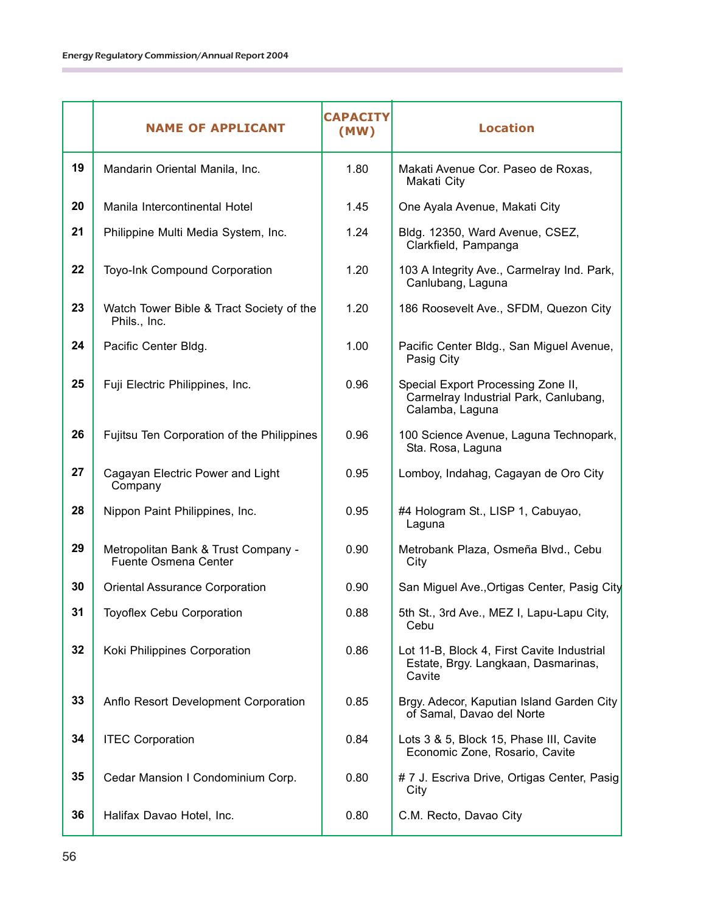|  | NAME OF APPLICANT | CAPACITY (MW) | Location |
|---|---|---|---|
| 19 | Mandarin Oriental Manila, Inc. | 1.80 | Makati Avenue Cor. Paseo de Roxas, Makati City |
| 20 | Manila Intercontinental Hotel | 1.45 | One Ayala Avenue, Makati City |
| 21 | Philippine Multi Media System, Inc. | 1.24 | Bldg. 12350, Ward Avenue, CSEZ, Clarkfield, Pampanga |
| 22 | Toyo-Ink Compound Corporation | 1.20 | 103 A Integrity Ave., Carmelray Ind. Park, Canlubang, Laguna |
| 23 | Watch Tower Bible & Tract Society of the Phils., Inc. | 1.20 | 186 Roosevelt Ave., SFDM, Quezon City |
| 24 | Pacific Center Bldg. | 1.00 | Pacific Center Bldg., San Miguel Avenue, Pasig City |
| 25 | Fuji Electric Philippines, Inc. | 0.96 | Special Export Processing Zone II, Carmelray Industrial Park, Canlubang, Calamba, Laguna |
| 26 | Fujitsu Ten Corporation of the Philippines | 0.96 | 100 Science Avenue, Laguna Technopark, Sta. Rosa, Laguna |
| 27 | Cagayan Electric Power and Light Company | 0.95 | Lomboy, Indahag, Cagayan de Oro City |
| 28 | Nippon Paint Philippines, Inc. | 0.95 | #4 Hologram St., LISP 1, Cabuyao, Laguna |
| 29 | Metropolitan Bank & Trust Company - Fuente Osmena Center | 0.90 | Metrobank Plaza, Osmeña Blvd., Cebu City |
| 30 | Oriental Assurance Corporation | 0.90 | San Miguel Ave.,Ortigas Center, Pasig City |
| 31 | Toyoflex Cebu Corporation | 0.88 | 5th St., 3rd Ave., MEZ I, Lapu-Lapu City, Cebu |
| 32 | Koki Philippines Corporation | 0.86 | Lot 11-B, Block 4, First Cavite Industrial Estate, Brgy. Langkaan, Dasmarinas, Cavite |
| 33 | Anflo Resort Development Corporation | 0.85 | Brgy. Adecor, Kaputian Island Garden City of Samal, Davao del Norte |
| 34 | ITEC Corporation | 0.84 | Lots 3 & 5, Block 15, Phase III, Cavite Economic Zone, Rosario, Cavite |
| 35 | Cedar Mansion I Condominium Corp. | 0.80 | # 7 J. Escriva Drive, Ortigas Center, Pasig City |
| 36 | Halifax Davao Hotel, Inc. | 0.80 | C.M. Recto, Davao City |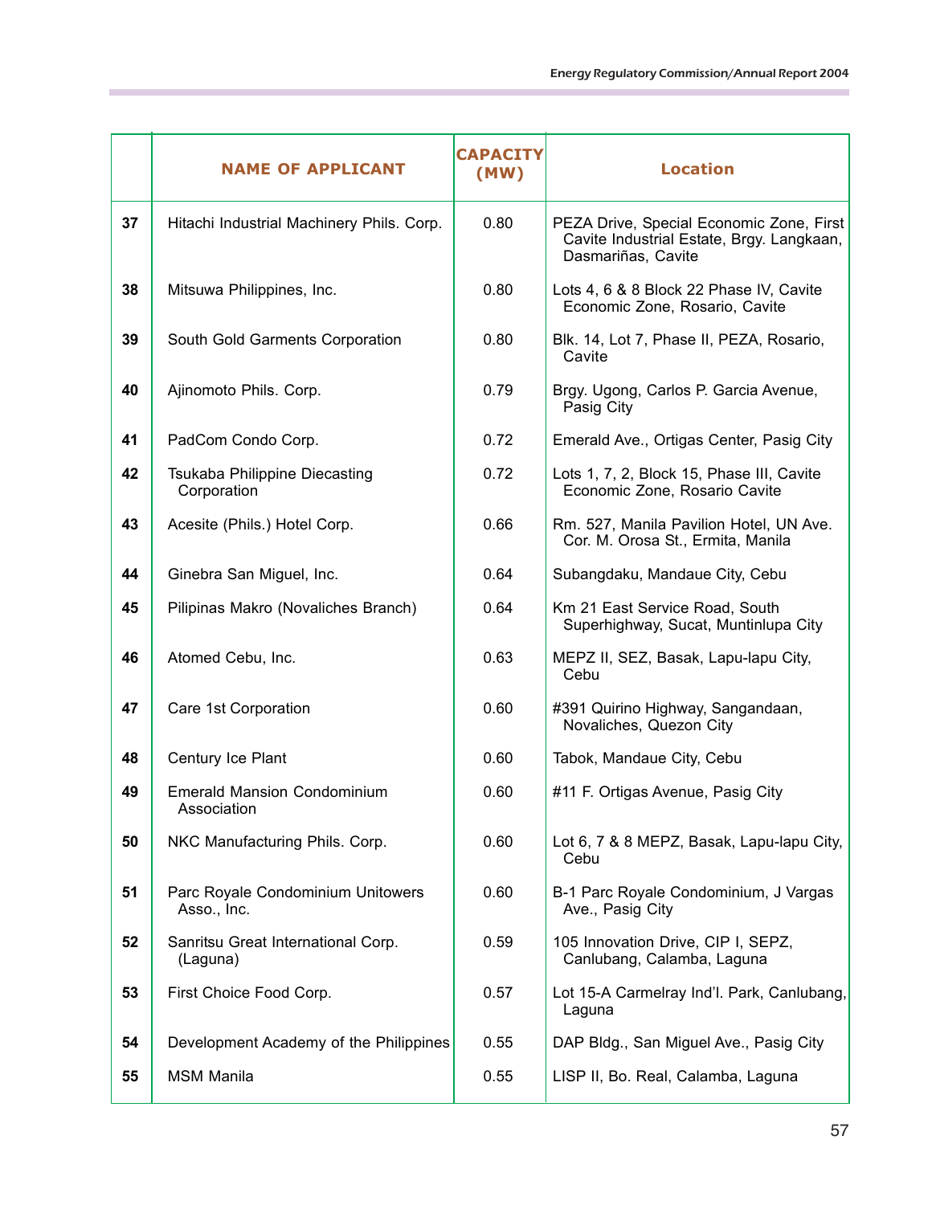|  | NAME OF APPLICANT | CAPACITY (MW) | Location |
|---|---|---|---|
| 37 | Hitachi Industrial Machinery Phils. Corp. | 0.80 | PEZA Drive, Special Economic Zone, First Cavite Industrial Estate, Brgy. Langkaan, Dasmariñas, Cavite |
| 38 | Mitsuwa Philippines, Inc. | 0.80 | Lots 4, 6 & 8 Block 22 Phase IV, Cavite Economic Zone, Rosario, Cavite |
| 39 | South Gold Garments Corporation | 0.80 | Blk. 14, Lot 7, Phase II, PEZA, Rosario, Cavite |
| 40 | Ajinomoto Phils. Corp. | 0.79 | Brgy. Ugong, Carlos P. Garcia Avenue, Pasig City |
| 41 | PadCom Condo Corp. | 0.72 | Emerald Ave., Ortigas Center, Pasig City |
| 42 | Tsukaba Philippine Diecasting Corporation | 0.72 | Lots 1, 7, 2, Block 15, Phase III, Cavite Economic Zone, Rosario Cavite |
| 43 | Acesite (Phils.) Hotel Corp. | 0.66 | Rm. 527, Manila Pavilion Hotel, UN Ave. Cor. M. Orosa St., Ermita, Manila |
| 44 | Ginebra San Miguel, Inc. | 0.64 | Subangdaku, Mandaue City, Cebu |
| 45 | Pilipinas Makro (Novaliches Branch) | 0.64 | Km 21 East Service Road, South Superhighway, Sucat, Muntinlupa City |
| 46 | Atomed Cebu, Inc. | 0.63 | MEPZ II, SEZ, Basak, Lapu-lapu City, Cebu |
| 47 | Care 1st Corporation | 0.60 | #391 Quirino Highway, Sangandaan, Novaliches, Quezon City |
| 48 | Century Ice Plant | 0.60 | Tabok, Mandaue City, Cebu |
| 49 | Emerald Mansion Condominium Association | 0.60 | #11 F. Ortigas Avenue, Pasig City |
| 50 | NKC Manufacturing Phils. Corp. | 0.60 | Lot 6, 7 & 8 MEPZ, Basak, Lapu-lapu City, Cebu |
| 51 | Parc Royale Condominium Unitowers Asso., Inc. | 0.60 | B-1 Parc Royale Condominium, J Vargas Ave., Pasig City |
| 52 | Sanritsu Great International Corp. (Laguna) | 0.59 | 105 Innovation Drive, CIP I, SEPZ, Canlubang, Calamba, Laguna |
| 53 | First Choice Food Corp. | 0.57 | Lot 15-A Carmelray Ind'l. Park, Canlubang, Laguna |
| 54 | Development Academy of the Philippines | 0.55 | DAP Bldg., San Miguel Ave., Pasig City |
| 55 | MSM Manila | 0.55 | LISP II, Bo. Real, Calamba, Laguna |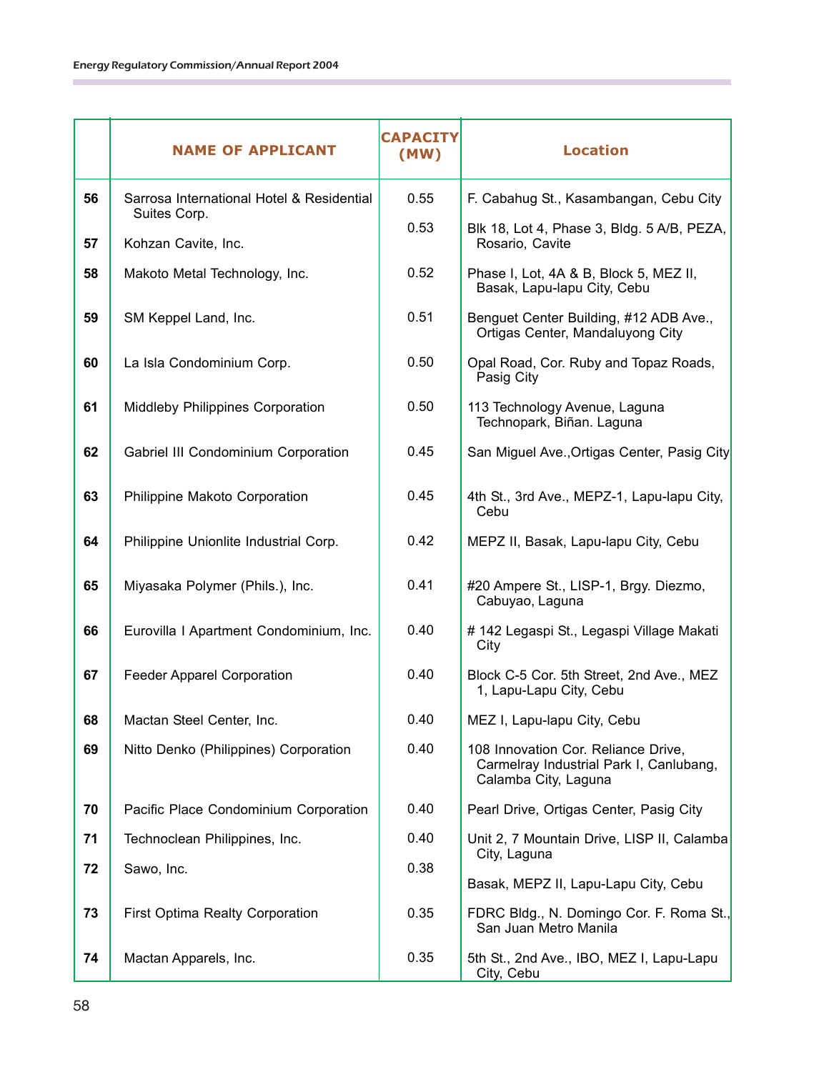|  | NAME OF APPLICANT | CAPACITY (MW) | Location |
|---|---|---|---|
| 56 | Sarrosa International Hotel & Residential Suites Corp. | 0.55 | F. Cabahug St., Kasambangan, Cebu City |
| 57 | Kohzan Cavite, Inc. | 0.53 | Blk 18, Lot 4, Phase 3, Bldg. 5 A/B, PEZA, Rosario, Cavite |
| 58 | Makoto Metal Technology, Inc. | 0.52 | Phase I, Lot, 4A & B, Block 5, MEZ II, Basak, Lapu-lapu City, Cebu |
| 59 | SM Keppel Land, Inc. | 0.51 | Benguet Center Building, #12 ADB Ave., Ortigas Center, Mandaluyong City |
| 60 | La Isla Condominium Corp. | 0.50 | Opal Road, Cor. Ruby and Topaz Roads, Pasig City |
| 61 | Middleby Philippines Corporation | 0.50 | 113 Technology Avenue, Laguna Technopark, Biñan. Laguna |
| 62 | Gabriel III Condominium Corporation | 0.45 | San Miguel Ave.,Ortigas Center, Pasig City |
| 63 | Philippine Makoto Corporation | 0.45 | 4th St., 3rd Ave., MEPZ-1, Lapu-lapu City, Cebu |
| 64 | Philippine Unionlite Industrial Corp. | 0.42 | MEPZ II, Basak, Lapu-lapu City, Cebu |
| 65 | Miyasaka Polymer (Phils.), Inc. | 0.41 | #20 Ampere St., LISP-1, Brgy. Diezmo, Cabuyao, Laguna |
| 66 | Eurovilla I Apartment Condominium, Inc. | 0.40 | # 142 Legaspi St., Legaspi Village Makati City |
| 67 | Feeder Apparel Corporation | 0.40 | Block C-5 Cor. 5th Street, 2nd Ave., MEZ 1, Lapu-Lapu City, Cebu |
| 68 | Mactan Steel Center, Inc. | 0.40 | MEZ I, Lapu-lapu City, Cebu |
| 69 | Nitto Denko (Philippines) Corporation | 0.40 | 108 Innovation Cor. Reliance Drive, Carmelray Industrial Park I, Canlubang, Calamba City, Laguna |
| 70 | Pacific Place Condominium Corporation | 0.40 | Pearl Drive, Ortigas Center, Pasig City |
| 71 | Technoclean Philippines, Inc. | 0.40 | Unit 2, 7 Mountain Drive, LISP II, Calamba City, Laguna |
| 72 | Sawo, Inc. | 0.38 | Basak, MEPZ II, Lapu-Lapu City, Cebu |
| 73 | First Optima Realty Corporation | 0.35 | FDRC Bldg., N. Domingo Cor. F. Roma St., San Juan Metro Manila |
| 74 | Mactan Apparels, Inc. | 0.35 | 5th St., 2nd Ave., IBO, MEZ I, Lapu-Lapu City, Cebu |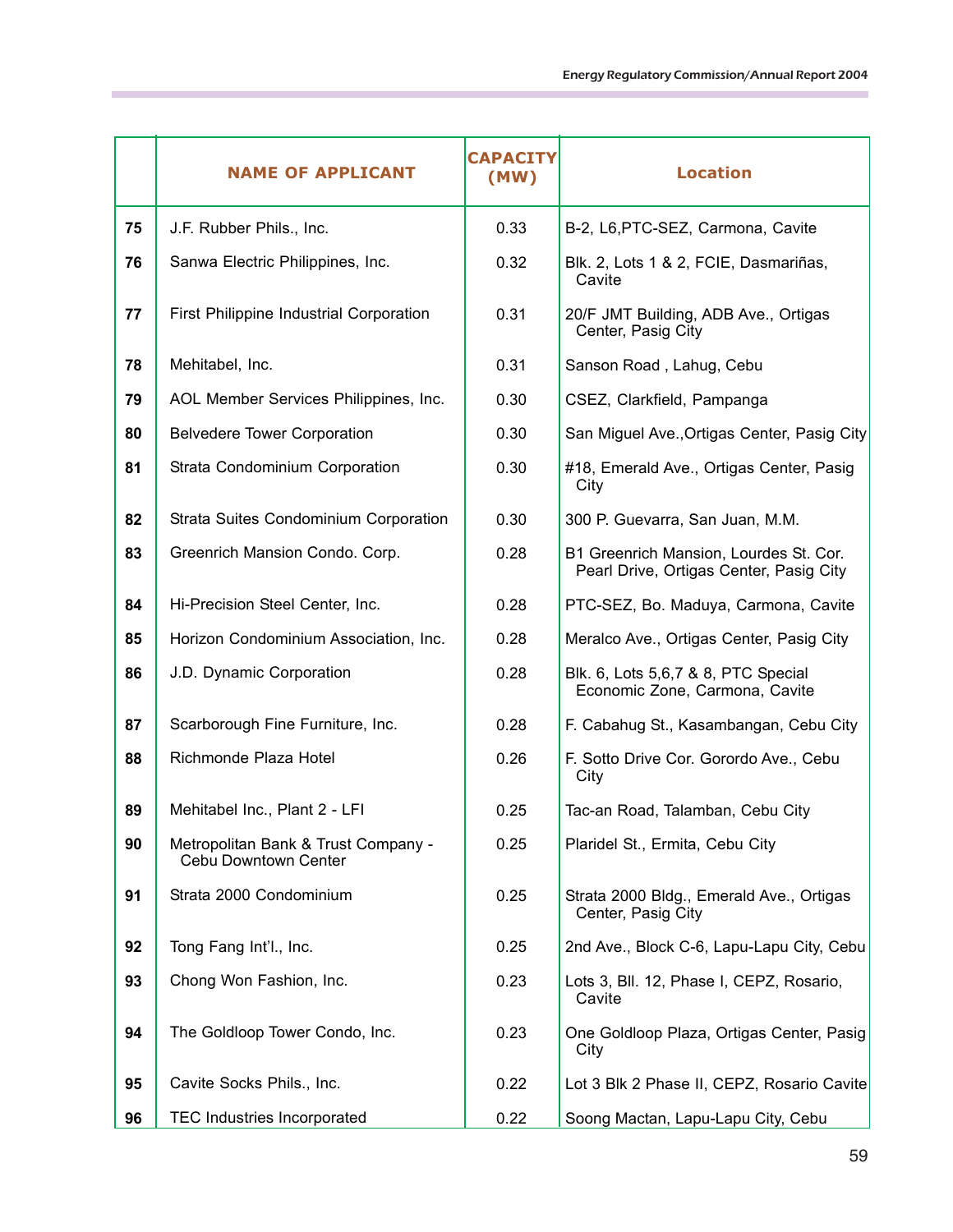| | NAME OF APPLICANT | CAPACITY (MW) | Location |
|---|---|---|---|
| 75 | J.F. Rubber Phils., Inc. | 0.33 | B-2, L6,PTC-SEZ, Carmona, Cavite |
| 76 | Sanwa Electric Philippines, Inc. | 0.32 | Blk. 2, Lots 1 & 2, FCIE, Dasmariñas, Cavite |
| 77 | First Philippine Industrial Corporation | 0.31 | 20/F JMT Building, ADB Ave., Ortigas Center, Pasig City |
| 78 | Mehitabel, Inc. | 0.31 | Sanson Road , Lahug, Cebu |
| 79 | AOL Member Services Philippines, Inc. | 0.30 | CSEZ, Clarkfield, Pampanga |
| 80 | Belvedere Tower Corporation | 0.30 | San Miguel Ave.,Ortigas Center, Pasig City |
| 81 | Strata Condominium Corporation | 0.30 | #18, Emerald Ave., Ortigas Center, Pasig City |
| 82 | Strata Suites Condominium Corporation | 0.30 | 300 P. Guevarra, San Juan, M.M. |
| 83 | Greenrich Mansion Condo. Corp. | 0.28 | B1 Greenrich Mansion, Lourdes St. Cor. Pearl Drive, Ortigas Center, Pasig City |
| 84 | Hi-Precision Steel Center, Inc. | 0.28 | PTC-SEZ, Bo. Maduya, Carmona, Cavite |
| 85 | Horizon Condominium Association, Inc. | 0.28 | Meralco Ave., Ortigas Center, Pasig City |
| 86 | J.D. Dynamic Corporation | 0.28 | Blk. 6, Lots 5,6,7 & 8, PTC Special Economic Zone, Carmona, Cavite |
| 87 | Scarborough Fine Furniture, Inc. | 0.28 | F. Cabahug St., Kasambangan, Cebu City |
| 88 | Richmonde Plaza Hotel | 0.26 | F. Sotto Drive Cor. Gorordo Ave., Cebu City |
| 89 | Mehitabel Inc., Plant 2 - LFI | 0.25 | Tac-an Road, Talamban, Cebu City |
| 90 | Metropolitan Bank & Trust Company - Cebu Downtown Center | 0.25 | Plaridel St., Ermita, Cebu City |
| 91 | Strata 2000 Condominium | 0.25 | Strata 2000 Bldg., Emerald Ave., Ortigas Center, Pasig City |
| 92 | Tong Fang Int'l., Inc. | 0.25 | 2nd Ave., Block C-6, Lapu-Lapu City, Cebu |
| 93 | Chong Won Fashion, Inc. | 0.23 | Lots 3, Bll. 12, Phase I, CEPZ, Rosario, Cavite |
| 94 | The Goldloop Tower Condo, Inc. | 0.23 | One Goldloop Plaza, Ortigas Center, Pasig City |
| 95 | Cavite Socks Phils., Inc. | 0.22 | Lot 3 Blk 2 Phase II, CEPZ, Rosario Cavite |
| 96 | TEC Industries Incorporated | 0.22 | Soong Mactan, Lapu-Lapu City, Cebu |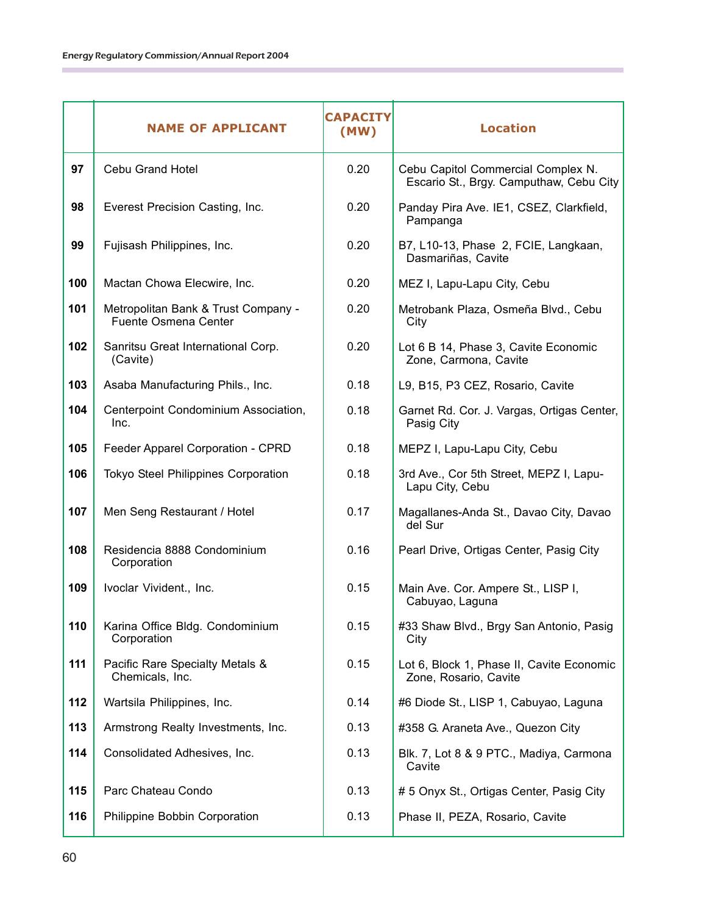|  | NAME OF APPLICANT | CAPACITY (MW) | Location |
|---|---|---|---|
| **97** | Cebu Grand Hotel | 0.20 | Cebu Capitol Commercial Complex N. Escario St., Brgy. Camputhaw, Cebu City |
| **98** | Everest Precision Casting, Inc. | 0.20 | Panday Pira Ave. IE1, CSEZ, Clarkfield, Pampanga |
| **99** | Fujisash Philippines, Inc. | 0.20 | B7, L10-13, Phase 2, FCIE, Langkaan, Dasmariñas, Cavite |
| **100** | Mactan Chowa Elecwire, Inc. | 0.20 | MEZ I, Lapu-Lapu City, Cebu |
| **101** | Metropolitan Bank & Trust Company - Fuente Osmena Center | 0.20 | Metrobank Plaza, Osmeña Blvd., Cebu City |
| **102** | Sanritsu Great International Corp. (Cavite) | 0.20 | Lot 6 B 14, Phase 3, Cavite Economic Zone, Carmona, Cavite |
| **103** | Asaba Manufacturing Phils., Inc. | 0.18 | L9, B15, P3 CEZ, Rosario, Cavite |
| **104** | Centerpoint Condominium Association, Inc. | 0.18 | Garnet Rd. Cor. J. Vargas, Ortigas Center, Pasig City |
| **105** | Feeder Apparel Corporation - CPRD | 0.18 | MEPZ I, Lapu-Lapu City, Cebu |
| **106** | Tokyo Steel Philippines Corporation | 0.18 | 3rd Ave., Cor 5th Street, MEPZ I, Lapu-Lapu City, Cebu |
| **107** | Men Seng Restaurant / Hotel | 0.17 | Magallanes-Anda St., Davao City, Davao del Sur |
| **108** | Residencia 8888 Condominium Corporation | 0.16 | Pearl Drive, Ortigas Center, Pasig City |
| **109** | Ivoclar Vivident., Inc. | 0.15 | Main Ave. Cor. Ampere St., LISP I, Cabuyao, Laguna |
| **110** | Karina Office Bldg. Condominium Corporation | 0.15 | #33 Shaw Blvd., Brgy San Antonio, Pasig City |
| **111** | Pacific Rare Specialty Metals & Chemicals, Inc. | 0.15 | Lot 6, Block 1, Phase II, Cavite Economic Zone, Rosario, Cavite |
| **112** | Wartsila Philippines, Inc. | 0.14 | #6 Diode St., LISP 1, Cabuyao, Laguna |
| **113** | Armstrong Realty Investments, Inc. | 0.13 | #358 G. Araneta Ave., Quezon City |
| **114** | Consolidated Adhesives, Inc. | 0.13 | Blk. 7, Lot 8 & 9 PTC., Madiya, Carmona Cavite |
| **115** | Parc Chateau Condo | 0.13 | # 5 Onyx St., Ortigas Center, Pasig City |
| **116** | Philippine Bobbin Corporation | 0.13 | Phase II, PEZA, Rosario, Cavite |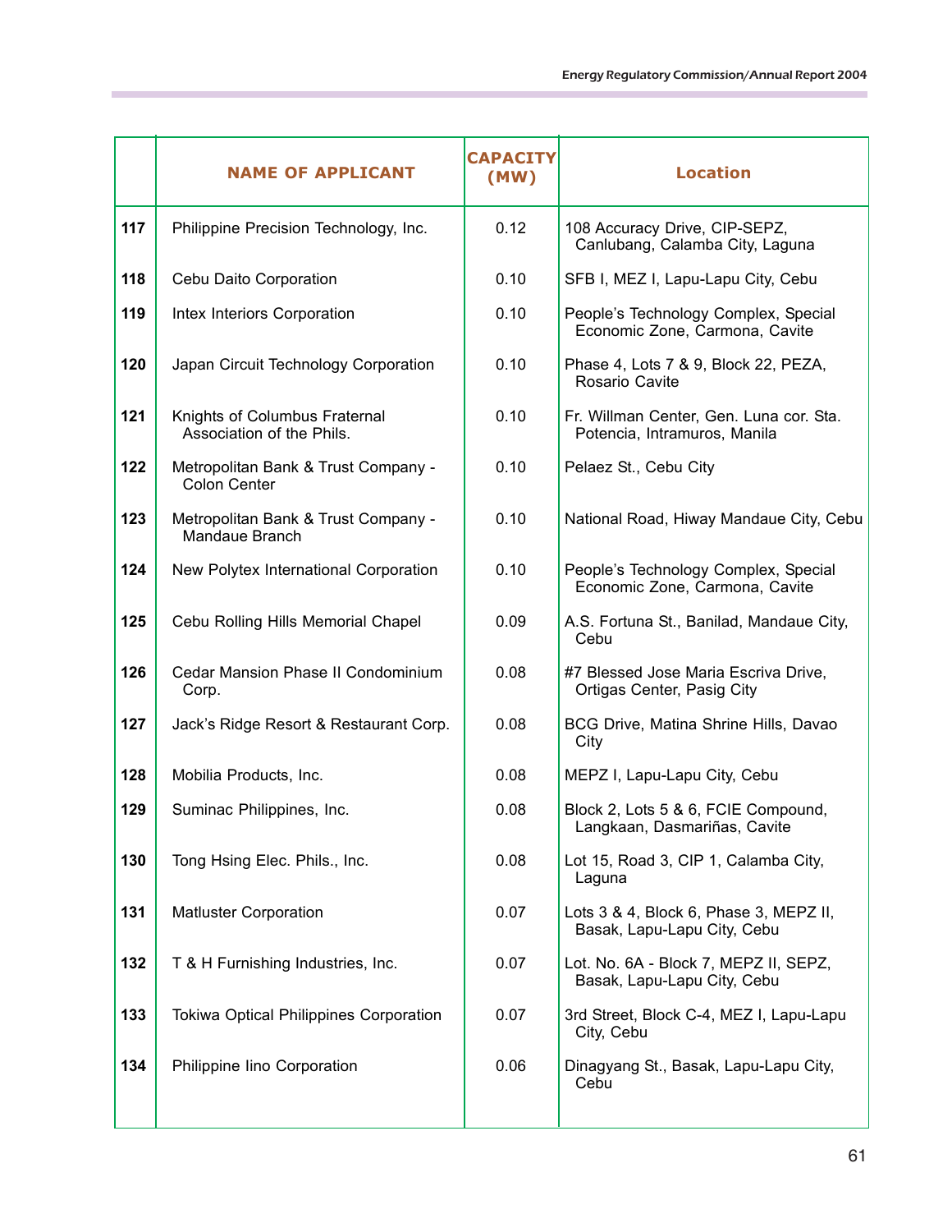|  | NAME OF APPLICANT | CAPACITY (MW) | Location |
|---|---|---|---|
| 117 | Philippine Precision Technology, Inc. | 0.12 | 108 Accuracy Drive, CIP-SEPZ, Canlubang, Calamba City, Laguna |
| 118 | Cebu Daito Corporation | 0.10 | SFB I, MEZ I, Lapu-Lapu City, Cebu |
| 119 | Intex Interiors Corporation | 0.10 | People's Technology Complex, Special Economic Zone, Carmona, Cavite |
| 120 | Japan Circuit Technology Corporation | 0.10 | Phase 4, Lots 7 & 9, Block 22, PEZA, Rosario Cavite |
| 121 | Knights of Columbus Fraternal Association of the Phils. | 0.10 | Fr. Willman Center, Gen. Luna cor. Sta. Potencia, Intramuros, Manila |
| 122 | Metropolitan Bank & Trust Company - Colon Center | 0.10 | Pelaez St., Cebu City |
| 123 | Metropolitan Bank & Trust Company - Mandaue Branch | 0.10 | National Road, Hiway Mandaue City, Cebu |
| 124 | New Polytex International Corporation | 0.10 | People's Technology Complex, Special Economic Zone, Carmona, Cavite |
| 125 | Cebu Rolling Hills Memorial Chapel | 0.09 | A.S. Fortuna St., Banilad, Mandaue City, Cebu |
| 126 | Cedar Mansion Phase II Condominium Corp. | 0.08 | #7 Blessed Jose Maria Escriva Drive, Ortigas Center, Pasig City |
| 127 | Jack's Ridge Resort & Restaurant Corp. | 0.08 | BCG Drive, Matina Shrine Hills, Davao City |
| 128 | Mobilia Products, Inc. | 0.08 | MEPZ I, Lapu-Lapu City, Cebu |
| 129 | Suminac Philippines, Inc. | 0.08 | Block 2, Lots 5 & 6, FCIE Compound, Langkaan, Dasmariñas, Cavite |
| 130 | Tong Hsing Elec. Phils., Inc. | 0.08 | Lot 15, Road 3, CIP 1, Calamba City, Laguna |
| 131 | Matluster Corporation | 0.07 | Lots 3 & 4, Block 6, Phase 3, MEPZ II, Basak, Lapu-Lapu City, Cebu |
| 132 | T & H Furnishing Industries, Inc. | 0.07 | Lot. No. 6A - Block 7, MEPZ II, SEPZ, Basak, Lapu-Lapu City, Cebu |
| 133 | Tokiwa Optical Philippines Corporation | 0.07 | 3rd Street, Block C-4, MEZ I, Lapu-Lapu City, Cebu |
| 134 | Philippine Iino Corporation | 0.06 | Dinagyang St., Basak, Lapu-Lapu City, Cebu |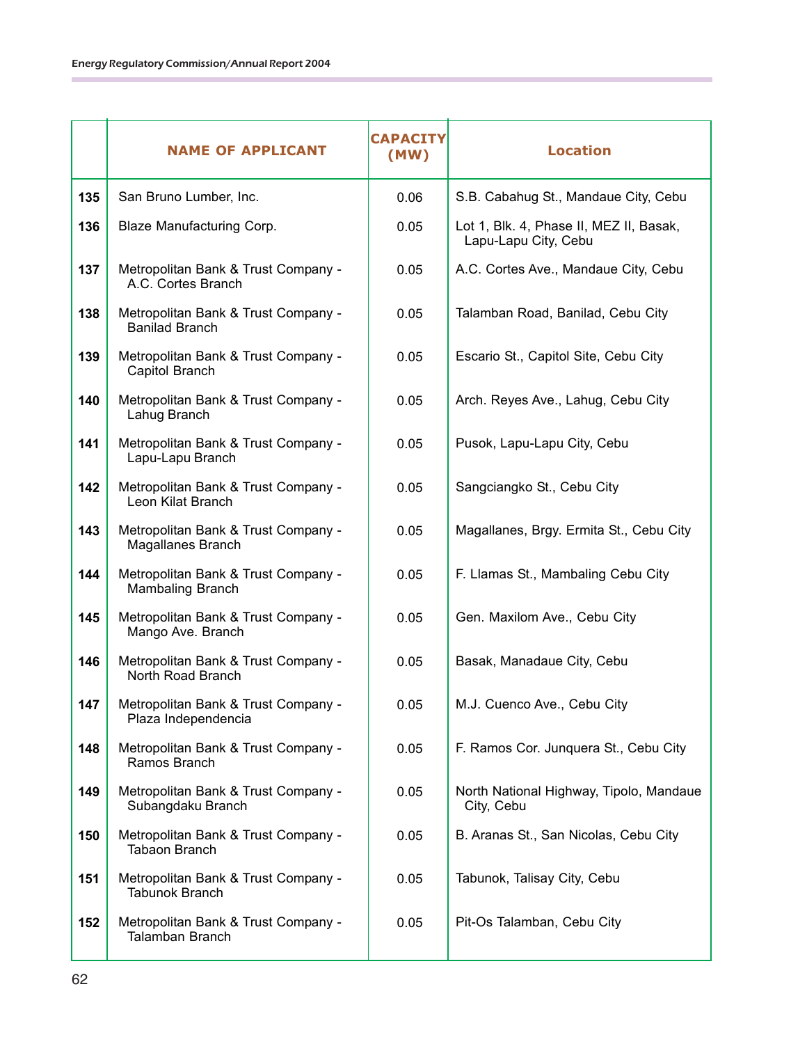| | NAME OF APPLICANT | CAPACITY (MW) | Location |
|---|---|---|---|
| 135 | San Bruno Lumber, Inc. | 0.06 | S.B. Cabahug St., Mandaue City, Cebu |
| 136 | Blaze Manufacturing Corp. | 0.05 | Lot 1, Blk. 4, Phase II, MEZ II, Basak, Lapu-Lapu City, Cebu |
| 137 | Metropolitan Bank & Trust Company - A.C. Cortes Branch | 0.05 | A.C. Cortes Ave., Mandaue City, Cebu |
| 138 | Metropolitan Bank & Trust Company - Banilad Branch | 0.05 | Talamban Road, Banilad, Cebu City |
| 139 | Metropolitan Bank & Trust Company - Capitol Branch | 0.05 | Escario St., Capitol Site, Cebu City |
| 140 | Metropolitan Bank & Trust Company - Lahug Branch | 0.05 | Arch. Reyes Ave., Lahug, Cebu City |
| 141 | Metropolitan Bank & Trust Company - Lapu-Lapu Branch | 0.05 | Pusok, Lapu-Lapu City, Cebu |
| 142 | Metropolitan Bank & Trust Company - Leon Kilat Branch | 0.05 | Sangciangko St., Cebu City |
| 143 | Metropolitan Bank & Trust Company - Magallanes Branch | 0.05 | Magallanes, Brgy. Ermita St., Cebu City |
| 144 | Metropolitan Bank & Trust Company - Mambaling Branch | 0.05 | F. Llamas St., Mambaling Cebu City |
| 145 | Metropolitan Bank & Trust Company - Mango Ave. Branch | 0.05 | Gen. Maxilom Ave., Cebu City |
| 146 | Metropolitan Bank & Trust Company - North Road Branch | 0.05 | Basak, Manadaue City, Cebu |
| 147 | Metropolitan Bank & Trust Company - Plaza Independencia | 0.05 | M.J. Cuenco Ave., Cebu City |
| 148 | Metropolitan Bank & Trust Company - Ramos Branch | 0.05 | F. Ramos Cor. Junquera St., Cebu City |
| 149 | Metropolitan Bank & Trust Company - Subangdaku Branch | 0.05 | North National Highway, Tipolo, Mandaue City, Cebu |
| 150 | Metropolitan Bank & Trust Company - Tabaon Branch | 0.05 | B. Aranas St., San Nicolas, Cebu City |
| 151 | Metropolitan Bank & Trust Company - Tabunok Branch | 0.05 | Tabunok, Talisay City, Cebu |
| 152 | Metropolitan Bank & Trust Company - Talamban Branch | 0.05 | Pit-Os Talamban, Cebu City |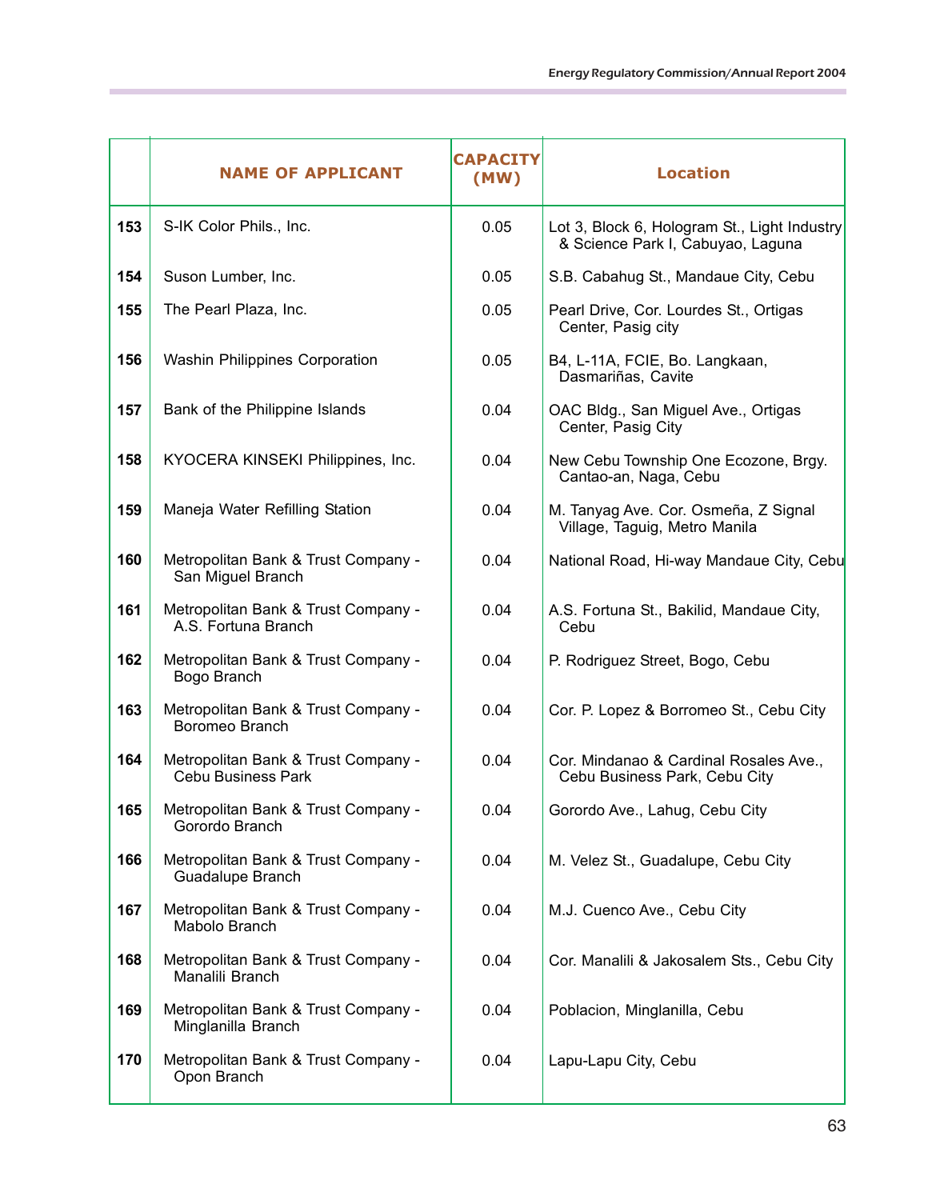| | NAME OF APPLICANT | CAPACITY (MW) | Location |
|---|---|---|---|
| 153 | S-IK Color Phils., Inc. | 0.05 | Lot 3, Block 6, Hologram St., Light Industry & Science Park I, Cabuyao, Laguna |
| 154 | Suson Lumber, Inc. | 0.05 | S.B. Cabahug St., Mandaue City, Cebu |
| 155 | The Pearl Plaza, Inc. | 0.05 | Pearl Drive, Cor. Lourdes St., Ortigas Center, Pasig city |
| 156 | Washin Philippines Corporation | 0.05 | B4, L-11A, FCIE, Bo. Langkaan, Dasmariñas, Cavite |
| 157 | Bank of the Philippine Islands | 0.04 | OAC Bldg., San Miguel Ave., Ortigas Center, Pasig City |
| 158 | KYOCERA KINSEKI Philippines, Inc. | 0.04 | New Cebu Township One Ecozone, Brgy. Cantao-an, Naga, Cebu |
| 159 | Maneja Water Refilling Station | 0.04 | M. Tanyag Ave. Cor. Osmeña, Z Signal Village, Taguig, Metro Manila |
| 160 | Metropolitan Bank & Trust Company - San Miguel Branch | 0.04 | National Road, Hi-way Mandaue City, Cebu |
| 161 | Metropolitan Bank & Trust Company - A.S. Fortuna Branch | 0.04 | A.S. Fortuna St., Bakilid, Mandaue City, Cebu |
| 162 | Metropolitan Bank & Trust Company - Bogo Branch | 0.04 | P. Rodriguez Street, Bogo, Cebu |
| 163 | Metropolitan Bank & Trust Company - Boromeo Branch | 0.04 | Cor. P. Lopez & Borromeo St., Cebu City |
| 164 | Metropolitan Bank & Trust Company - Cebu Business Park | 0.04 | Cor. Mindanao & Cardinal Rosales Ave., Cebu Business Park, Cebu City |
| 165 | Metropolitan Bank & Trust Company - Gorordo Branch | 0.04 | Gorordo Ave., Lahug, Cebu City |
| 166 | Metropolitan Bank & Trust Company - Guadalupe Branch | 0.04 | M. Velez St., Guadalupe, Cebu City |
| 167 | Metropolitan Bank & Trust Company - Mabolo Branch | 0.04 | M.J. Cuenco Ave., Cebu City |
| 168 | Metropolitan Bank & Trust Company - Manalili Branch | 0.04 | Cor. Manalili & Jakosalem Sts., Cebu City |
| 169 | Metropolitan Bank & Trust Company - Minglanilla Branch | 0.04 | Poblacion, Minglanilla, Cebu |
| 170 | Metropolitan Bank & Trust Company - Opon Branch | 0.04 | Lapu-Lapu City, Cebu |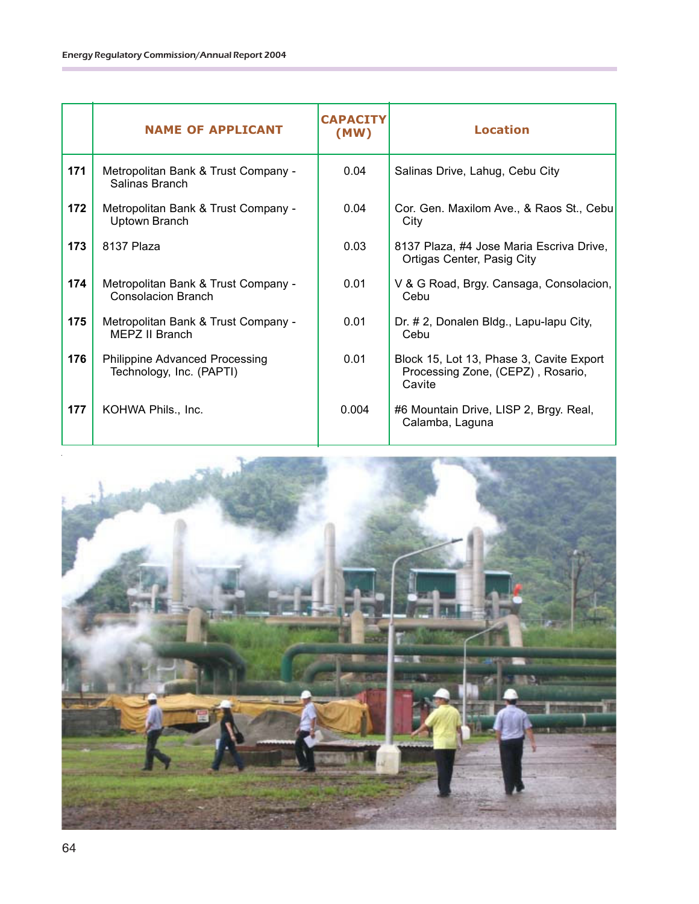|  | NAME OF APPLICANT | CAPACITY (MW) | Location |
|---|---|---|---|
| 171 | Metropolitan Bank & Trust Company - Salinas Branch | 0.04 | Salinas Drive, Lahug, Cebu City |
| 172 | Metropolitan Bank & Trust Company - Uptown Branch | 0.04 | Cor. Gen. Maxilom Ave., & Raos St., Cebu City |
| 173 | 8137 Plaza | 0.03 | 8137 Plaza, #4 Jose Maria Escriva Drive, Ortigas Center, Pasig City |
| 174 | Metropolitan Bank & Trust Company - Consolacion Branch | 0.01 | V & G Road, Brgy. Cansaga, Consolacion, Cebu |
| 175 | Metropolitan Bank & Trust Company - MEPZ II Branch | 0.01 | Dr. # 2, Donalen Bldg., Lapu-lapu City, Cebu |
| 176 | Philippine Advanced Processing Technology, Inc. (PAPTI) | 0.01 | Block 15, Lot 13, Phase 3, Cavite Export Processing Zone, (CEPZ) , Rosario, Cavite |
| 177 | KOHWA Phils., Inc. | 0.004 | #6 Mountain Drive, LISP 2, Brgy. Real, Calamba, Laguna |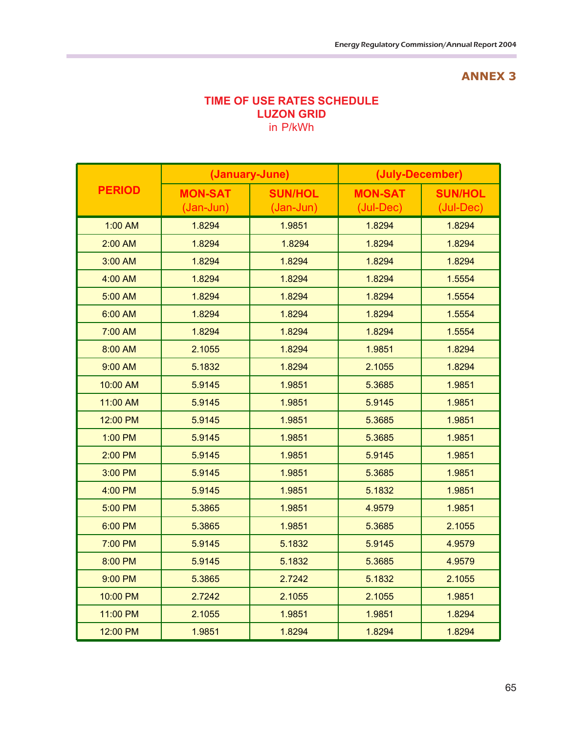## ANNEX 3

### TIME OF USE RATES SCHEDULE
### LUZON GRID
in P/kWh

| PERIOD | (January-June) | | (July-December) | |
|---|---|---|---|---|
| | MON-SAT (Jan-Jun) | SUN/HOL (Jan-Jun) | MON-SAT (Jul-Dec) | SUN/HOL (Jul-Dec) |
| 1:00 AM | 1.8294 | 1.9851 | 1.8294 | 1.8294 |
| 2:00 AM | 1.8294 | 1.8294 | 1.8294 | 1.8294 |
| 3:00 AM | 1.8294 | 1.8294 | 1.8294 | 1.8294 |
| 4:00 AM | 1.8294 | 1.8294 | 1.8294 | 1.5554 |
| 5:00 AM | 1.8294 | 1.8294 | 1.8294 | 1.5554 |
| 6:00 AM | 1.8294 | 1.8294 | 1.8294 | 1.5554 |
| 7:00 AM | 1.8294 | 1.8294 | 1.8294 | 1.5554 |
| 8:00 AM | 2.1055 | 1.8294 | 1.9851 | 1.8294 |
| 9:00 AM | 5.1832 | 1.8294 | 2.1055 | 1.8294 |
| 10:00 AM | 5.9145 | 1.9851 | 5.3685 | 1.9851 |
| 11:00 AM | 5.9145 | 1.9851 | 5.9145 | 1.9851 |
| 12:00 PM | 5.9145 | 1.9851 | 5.3685 | 1.9851 |
| 1:00 PM | 5.9145 | 1.9851 | 5.3685 | 1.9851 |
| 2:00 PM | 5.9145 | 1.9851 | 5.9145 | 1.9851 |
| 3:00 PM | 5.9145 | 1.9851 | 5.3685 | 1.9851 |
| 4:00 PM | 5.9145 | 1.9851 | 5.1832 | 1.9851 |
| 5:00 PM | 5.3865 | 1.9851 | 4.9579 | 1.9851 |
| 6:00 PM | 5.3865 | 1.9851 | 5.3685 | 2.1055 |
| 7:00 PM | 5.9145 | 5.1832 | 5.9145 | 4.9579 |
| 8:00 PM | 5.9145 | 5.1832 | 5.3685 | 4.9579 |
| 9:00 PM | 5.3865 | 2.7242 | 5.1832 | 2.1055 |
| 10:00 PM | 2.7242 | 2.1055 | 2.1055 | 1.9851 |
| 11:00 PM | 2.1055 | 1.9851 | 1.9851 | 1.8294 |
| 12:00 PM | 1.9851 | 1.8294 | 1.8294 | 1.8294 |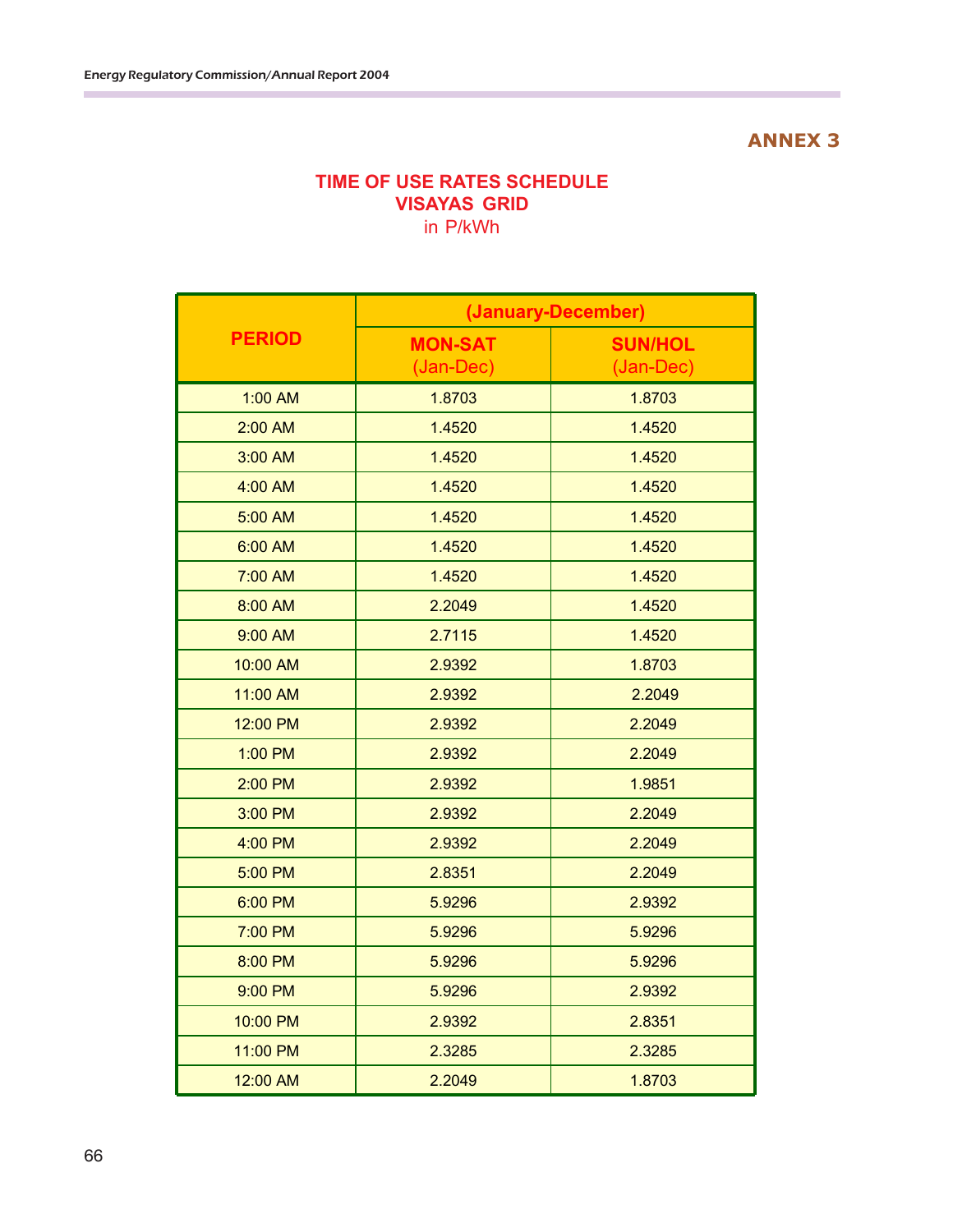**ANNEX 3**

## TIME OF USE RATES SCHEDULE
## VISAYAS GRID
in P/kWh

| PERIOD | (January-December) | |
|---|---|---|
| | MON-SAT (Jan-Dec) | SUN/HOL (Jan-Dec) |
| 1:00 AM | 1.8703 | 1.8703 |
| 2:00 AM | 1.4520 | 1.4520 |
| 3:00 AM | 1.4520 | 1.4520 |
| 4:00 AM | 1.4520 | 1.4520 |
| 5:00 AM | 1.4520 | 1.4520 |
| 6:00 AM | 1.4520 | 1.4520 |
| 7:00 AM | 1.4520 | 1.4520 |
| 8:00 AM | 2.2049 | 1.4520 |
| 9:00 AM | 2.7115 | 1.4520 |
| 10:00 AM | 2.9392 | 1.8703 |
| 11:00 AM | 2.9392 | 2.2049 |
| 12:00 PM | 2.9392 | 2.2049 |
| 1:00 PM | 2.9392 | 2.2049 |
| 2:00 PM | 2.9392 | 1.9851 |
| 3:00 PM | 2.9392 | 2.2049 |
| 4:00 PM | 2.9392 | 2.2049 |
| 5:00 PM | 2.8351 | 2.2049 |
| 6:00 PM | 5.9296 | 2.9392 |
| 7:00 PM | 5.9296 | 5.9296 |
| 8:00 PM | 5.9296 | 5.9296 |
| 9:00 PM | 5.9296 | 2.9392 |
| 10:00 PM | 2.9392 | 2.8351 |
| 11:00 PM | 2.3285 | 2.3285 |
| 12:00 AM | 2.2049 | 1.8703 |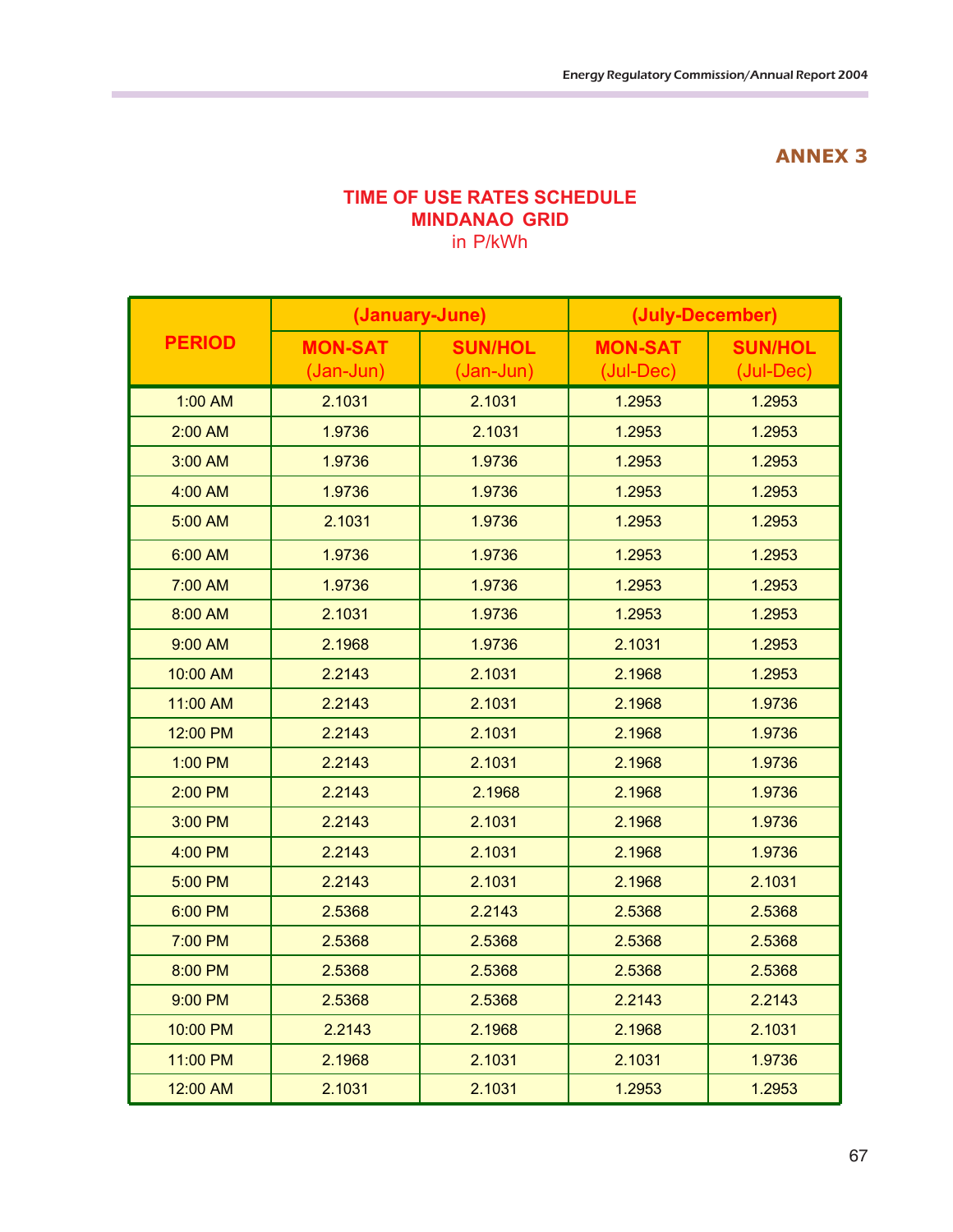## ANNEX 3

### TIME OF USE RATES SCHEDULE
### MINDANAO GRID
in P/kWh

| PERIOD | (January-June) | | (July-December) | |
|---|---|---|---|---|
| | MON-SAT (Jan-Jun) | SUN/HOL (Jan-Jun) | MON-SAT (Jul-Dec) | SUN/HOL (Jul-Dec) |
| 1:00 AM | 2.1031 | 2.1031 | 1.2953 | 1.2953 |
| 2:00 AM | 1.9736 | 2.1031 | 1.2953 | 1.2953 |
| 3:00 AM | 1.9736 | 1.9736 | 1.2953 | 1.2953 |
| 4:00 AM | 1.9736 | 1.9736 | 1.2953 | 1.2953 |
| 5:00 AM | 2.1031 | 1.9736 | 1.2953 | 1.2953 |
| 6:00 AM | 1.9736 | 1.9736 | 1.2953 | 1.2953 |
| 7:00 AM | 1.9736 | 1.9736 | 1.2953 | 1.2953 |
| 8:00 AM | 2.1031 | 1.9736 | 1.2953 | 1.2953 |
| 9:00 AM | 2.1968 | 1.9736 | 2.1031 | 1.2953 |
| 10:00 AM | 2.2143 | 2.1031 | 2.1968 | 1.2953 |
| 11:00 AM | 2.2143 | 2.1031 | 2.1968 | 1.9736 |
| 12:00 PM | 2.2143 | 2.1031 | 2.1968 | 1.9736 |
| 1:00 PM | 2.2143 | 2.1031 | 2.1968 | 1.9736 |
| 2:00 PM | 2.2143 | 2.1968 | 2.1968 | 1.9736 |
| 3:00 PM | 2.2143 | 2.1031 | 2.1968 | 1.9736 |
| 4:00 PM | 2.2143 | 2.1031 | 2.1968 | 1.9736 |
| 5:00 PM | 2.2143 | 2.1031 | 2.1968 | 2.1031 |
| 6:00 PM | 2.5368 | 2.2143 | 2.5368 | 2.5368 |
| 7:00 PM | 2.5368 | 2.5368 | 2.5368 | 2.5368 |
| 8:00 PM | 2.5368 | 2.5368 | 2.5368 | 2.5368 |
| 9:00 PM | 2.5368 | 2.5368 | 2.2143 | 2.2143 |
| 10:00 PM | 2.2143 | 2.1968 | 2.1968 | 2.1031 |
| 11:00 PM | 2.1968 | 2.1031 | 2.1031 | 1.9736 |
| 12:00 AM | 2.1031 | 2.1031 | 1.2953 | 1.2953 |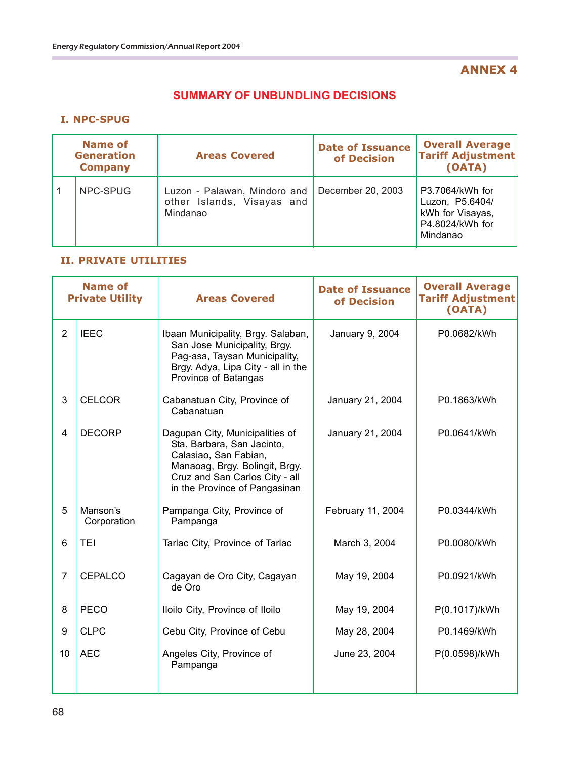## ANNEX 4

# SUMMARY OF UNBUNDLING DECISIONS

### I. NPC-SPUG

| | Name of Generation Company | Areas Covered | Date of Issuance of Decision | Overall Average Tariff Adjustment (OATA) |
|---|---|---|---|---|
| 1 | NPC-SPUG | Luzon - Palawan, Mindoro and other Islands, Visayas and Mindanao | December 20, 2003 | P3.7064/kWh for Luzon, P5.6404/kWh for Visayas, P4.8024/kWh for Mindanao |

### II. PRIVATE UTILITIES

| | Name of Private Utility | Areas Covered | Date of Issuance of Decision | Overall Average Tariff Adjustment (OATA) |
|---|---|---|---|---|
| 2 | IEEC | Ibaan Municipality, Brgy. Salaban, San Jose Municipality, Brgy. Pag-asa, Taysan Municipality, Brgy. Adya, Lipa City - all in the Province of Batangas | January 9, 2004 | P0.0682/kWh |
| 3 | CELCOR | Cabanatuan City, Province of Cabanatuan | January 21, 2004 | P0.1863/kWh |
| 4 | DECORP | Dagupan City, Municipalities of Sta. Barbara, San Jacinto, Calasiao, San Fabian, Manaoag, Brgy. Bolingit, Brgy. Cruz and San Carlos City - all in the Province of Pangasinan | January 21, 2004 | P0.0641/kWh |
| 5 | Manson's Corporation | Pampanga City, Province of Pampanga | February 11, 2004 | P0.0344/kWh |
| 6 | TEI | Tarlac City, Province of Tarlac | March 3, 2004 | P0.0080/kWh |
| 7 | CEPALCO | Cagayan de Oro City, Cagayan de Oro | May 19, 2004 | P0.0921/kWh |
| 8 | PECO | Iloilo City, Province of Iloilo | May 19, 2004 | P(0.1017)/kWh |
| 9 | CLPC | Cebu City, Province of Cebu | May 28, 2004 | P0.1469/kWh |
| 10 | AEC | Angeles City, Province of Pampanga | June 23, 2004 | P(0.0598)/kWh |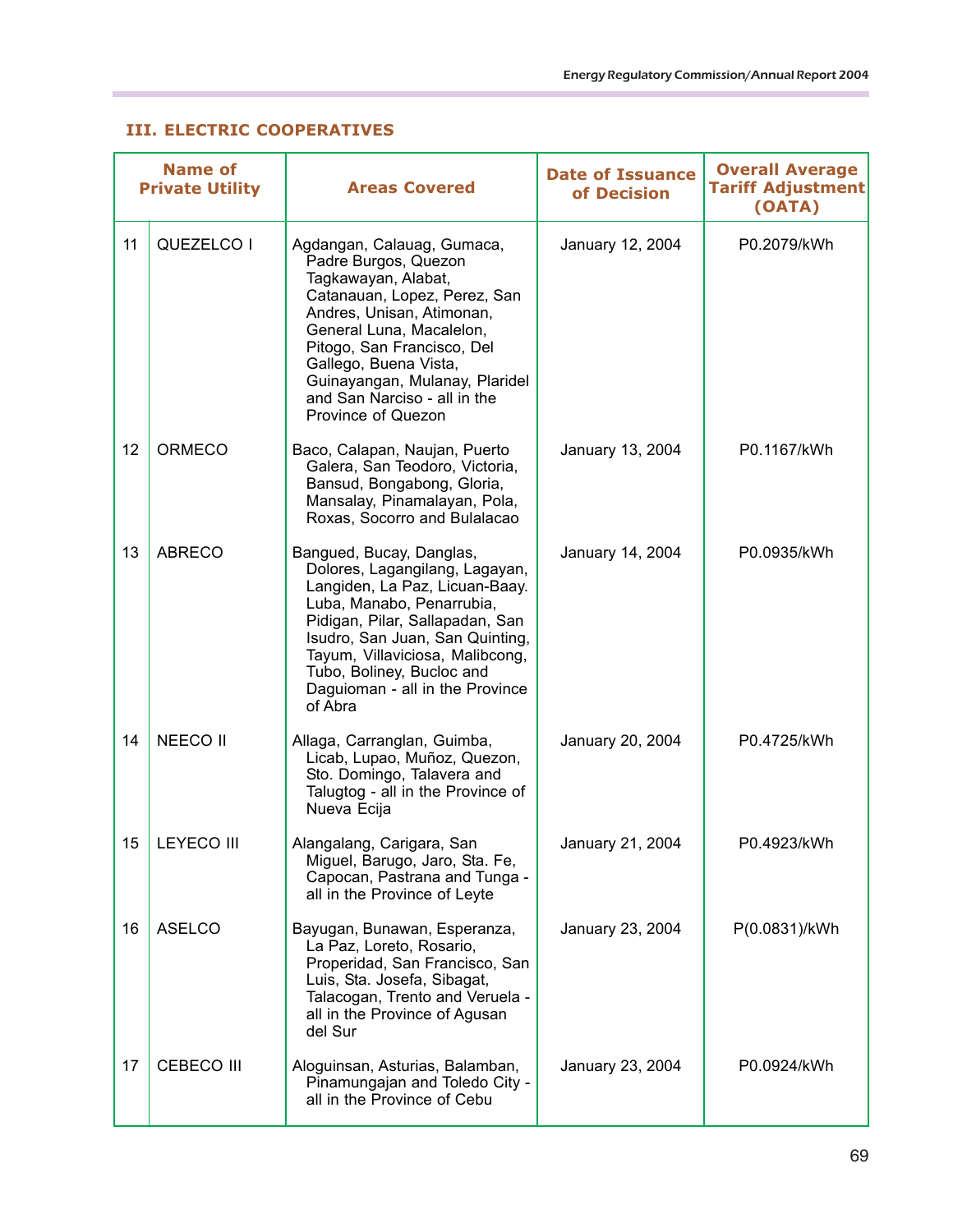## III. ELECTRIC COOPERATIVES

| | Name of Private Utility | Areas Covered | Date of Issuance of Decision | Overall Average Tariff Adjustment (OATA) |
|---|---|---|---|---|
| 11 | QUEZELCO I | Agdangan, Calauag, Gumaca, Padre Burgos, Quezon Tagkawayan, Alabat, Catanauan, Lopez, Perez, San Andres, Unisan, Atimonan, General Luna, Macalelon, Pitogo, San Francisco, Del Gallego, Buena Vista, Guinayangan, Mulanay, Plaridel and San Narciso - all in the Province of Quezon | January 12, 2004 | P0.2079/kWh |
| 12 | ORMECO | Baco, Calapan, Naujan, Puerto Galera, San Teodoro, Victoria, Bansud, Bongabong, Gloria, Mansalay, Pinamalayan, Pola, Roxas, Socorro and Bulalacao | January 13, 2004 | P0.1167/kWh |
| 13 | ABRECO | Bangued, Bucay, Danglas, Dolores, Lagangilang, Lagayan, Langiden, La Paz, Licuan-Baay. Luba, Manabo, Penarrubia, Pidigan, Pilar, Sallapadan, San Isudro, San Juan, San Quinting, Tayum, Villaviciosa, Malibcong, Tubo, Boliney, Bucloc and Daguioman - all in the Province of Abra | January 14, 2004 | P0.0935/kWh |
| 14 | NEECO II | Allaga, Carranglan, Guimba, Licab, Lupao, Muñoz, Quezon, Sto. Domingo, Talavera and Talugtog - all in the Province of Nueva Ecija | January 20, 2004 | P0.4725/kWh |
| 15 | LEYECO III | Alangalang, Carigara, San Miguel, Barugo, Jaro, Sta. Fe, Capocan, Pastrana and Tunga - all in the Province of Leyte | January 21, 2004 | P0.4923/kWh |
| 16 | ASELCO | Bayugan, Bunawan, Esperanza, La Paz, Loreto, Rosario, Properidad, San Francisco, San Luis, Sta. Josefa, Sibagat, Talacogan, Trento and Veruela - all in the Province of Agusan del Sur | January 23, 2004 | P(0.0831)/kWh |
| 17 | CEBECO III | Aloguinsan, Asturias, Balamban, Pinamungajan and Toledo City - all in the Province of Cebu | January 23, 2004 | P0.0924/kWh |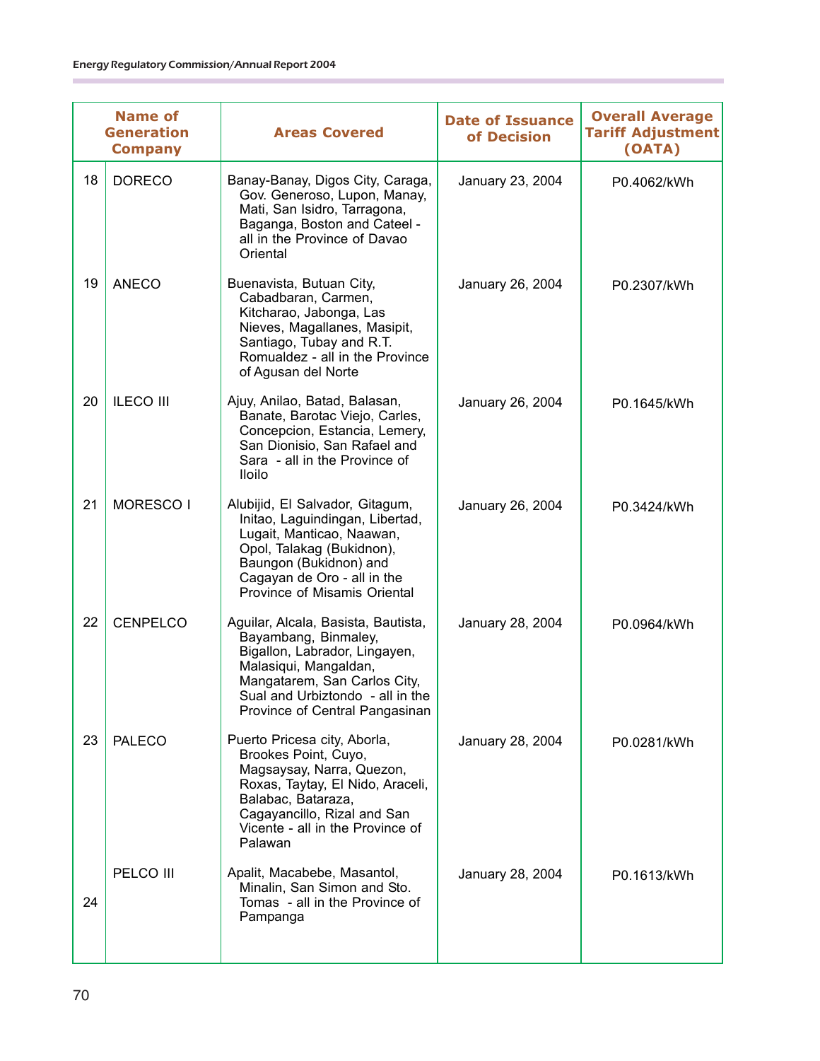| | Name of Generation Company | Areas Covered | Date of Issuance of Decision | Overall Average Tariff Adjustment (OATA) |
|---|---|---|---|---|
| 18 | DORECO | Banay-Banay, Digos City, Caraga, Gov. Generoso, Lupon, Manay, Mati, San Isidro, Tarragona, Baganga, Boston and Cateel - all in the Province of Davao Oriental | January 23, 2004 | P0.4062/kWh |
| 19 | ANECO | Buenavista, Butuan City, Cabadbaran, Carmen, Kitcharao, Jabonga, Las Nieves, Magallanes, Masipit, Santiago, Tubay and R.T. Romualdez - all in the Province of Agusan del Norte | January 26, 2004 | P0.2307/kWh |
| 20 | ILECO III | Ajuy, Anilao, Batad, Balasan, Banate, Barotac Viejo, Carles, Concepcion, Estancia, Lemery, San Dionisio, San Rafael and Sara - all in the Province of Iloilo | January 26, 2004 | P0.1645/kWh |
| 21 | MORESCO I | Alubijid, El Salvador, Gitagum, Initao, Laguindingan, Libertad, Lugait, Manticao, Naawan, Opol, Talakag (Bukidnon), Baungon (Bukidnon) and Cagayan de Oro - all in the Province of Misamis Oriental | January 26, 2004 | P0.3424/kWh |
| 22 | CENPELCO | Aguilar, Alcala, Basista, Bautista, Bayambang, Binmaley, Bigallon, Labrador, Lingayen, Malasiqui, Mangaldan, Mangatarem, San Carlos City, Sual and Urbiztondo - all in the Province of Central Pangasinan | January 28, 2004 | P0.0964/kWh |
| 23 | PALECO | Puerto Pricesa city, Aborla, Brookes Point, Cuyo, Magsaysay, Narra, Quezon, Roxas, Taytay, El Nido, Araceli, Balabac, Bataraza, Cagayancillo, Rizal and San Vicente - all in the Province of Palawan | January 28, 2004 | P0.0281/kWh |
| 24 | PELCO III | Apalit, Macabebe, Masantol, Minalin, San Simon and Sto. Tomas - all in the Province of Pampanga | January 28, 2004 | P0.1613/kWh |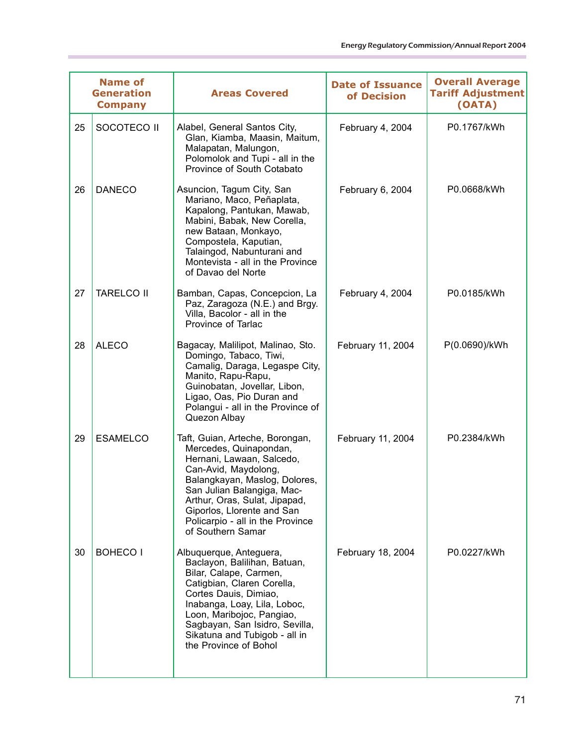| | Name of Generation Company | Areas Covered | Date of Issuance of Decision | Overall Average Tariff Adjustment (OATA) |
|---|---|---|---|---|
| 25 | SOCOTECO II | Alabel, General Santos City, Glan, Kiamba, Maasin, Maitum, Malapatan, Malungon, Polomolok and Tupi - all in the Province of South Cotabato | February 4, 2004 | P0.1767/kWh |
| 26 | DANECO | Asuncion, Tagum City, San Mariano, Maco, Peñaplata, Kapalong, Pantukan, Mawab, Mabini, Babak, New Corella, new Bataan, Monkayo, Compostela, Kaputian, Talaingod, Nabunturani and Montevista - all in the Province of Davao del Norte | February 6, 2004 | P0.0668/kWh |
| 27 | TARELCO II | Bamban, Capas, Concepcion, La Paz, Zaragoza (N.E.) and Brgy. Villa, Bacolor - all in the Province of Tarlac | February 4, 2004 | P0.0185/kWh |
| 28 | ALECO | Bagacay, Malilipot, Malinao, Sto. Domingo, Tabaco, Tiwi, Camalig, Daraga, Legaspe City, Manito, Rapu-Rapu, Guinobatan, Jovellar, Libon, Ligao, Oas, Pio Duran and Polangui - all in the Province of Quezon Albay | February 11, 2004 | P(0.0690)/kWh |
| 29 | ESAMELCO | Taft, Guian, Arteche, Borongan, Mercedes, Quinapondan, Hernani, Lawaan, Salcedo, Can-Avid, Maydolong, Balangkayan, Maslog, Dolores, San Julian Balangiga, Mac-Arthur, Oras, Sulat, Jipapad, Giporlos, Llorente and San Policarpio - all in the Province of Southern Samar | February 11, 2004 | P0.2384/kWh |
| 30 | BOHECO I | Albuquerque, Anteguera, Baclayon, Balilihan, Batuan, Bilar, Calape, Carmen, Catigbian, Claren Corella, Cortes Dauis, Dimiao, Inabanga, Loay, Lila, Loboc, Loon, Maribojoc, Pangiao, Sagbayan, San Isidro, Sevilla, Sikatuna and Tubigob - all in the Province of Bohol | February 18, 2004 | P0.0227/kWh |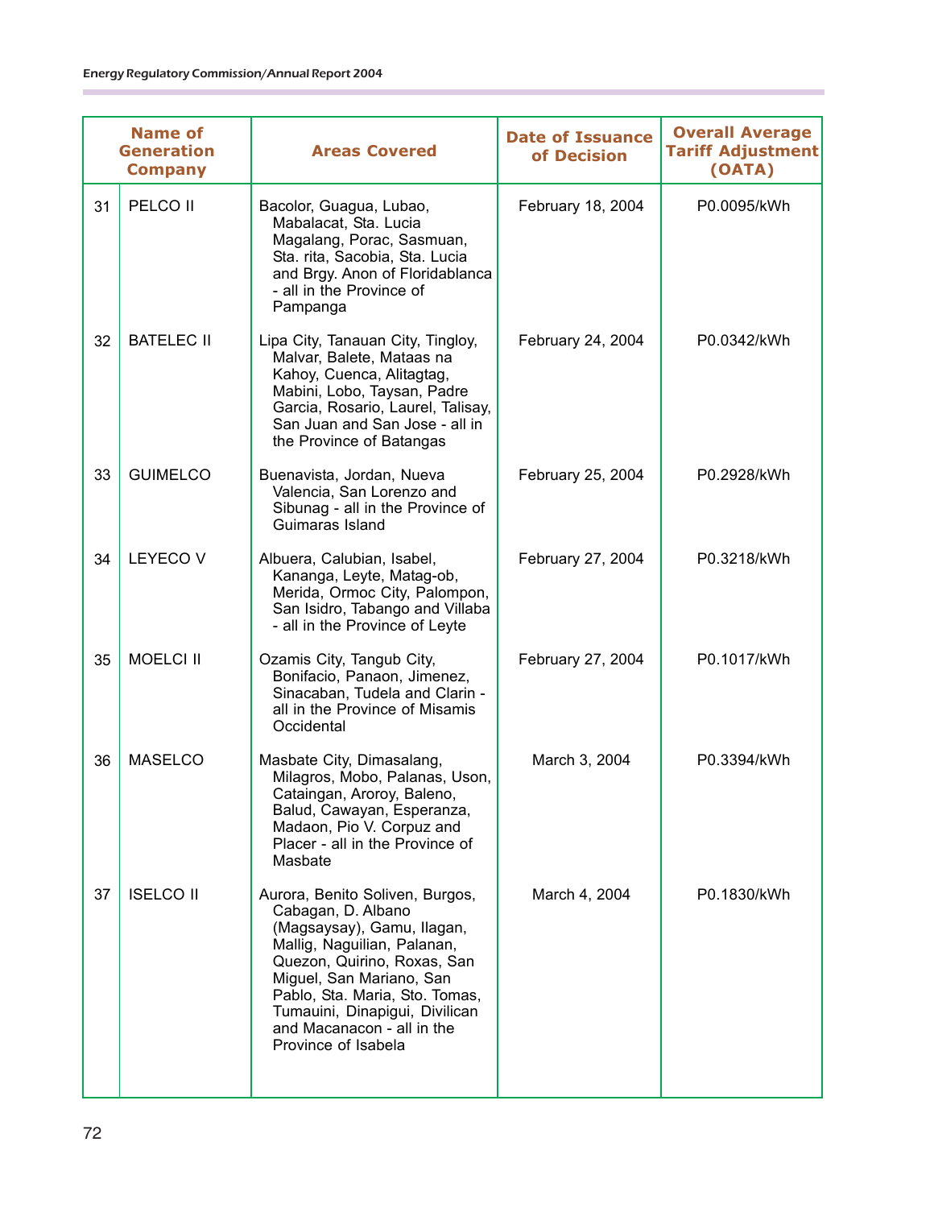| | Name of Generation Company | Areas Covered | Date of Issuance of Decision | Overall Average Tariff Adjustment (OATA) |
|---|---|---|---|---|
| 31 | PELCO II | Bacolor, Guagua, Lubao, Mabalacat, Sta. Lucia Magalang, Porac, Sasmuan, Sta. rita, Sacobia, Sta. Lucia and Brgy. Anon of Floridablanca - all in the Province of Pampanga | February 18, 2004 | P0.0095/kWh |
| 32 | BATELEC II | Lipa City, Tanauan City, Tingloy, Malvar, Balete, Mataas na Kahoy, Cuenca, Alitagtag, Mabini, Lobo, Taysan, Padre Garcia, Rosario, Laurel, Talisay, San Juan and San Jose - all in the Province of Batangas | February 24, 2004 | P0.0342/kWh |
| 33 | GUIMELCO | Buenavista, Jordan, Nueva Valencia, San Lorenzo and Sibunag - all in the Province of Guimaras Island | February 25, 2004 | P0.2928/kWh |
| 34 | LEYECO V | Albuera, Calubian, Isabel, Kananga, Leyte, Matag-ob, Merida, Ormoc City, Palompon, San Isidro, Tabango and Villaba - all in the Province of Leyte | February 27, 2004 | P0.3218/kWh |
| 35 | MOELCI II | Ozamis City, Tangub City, Bonifacio, Panaon, Jimenez, Sinacaban, Tudela and Clarin - all in the Province of Misamis Occidental | February 27, 2004 | P0.1017/kWh |
| 36 | MASELCO | Masbate City, Dimasalang, Milagros, Mobo, Palanas, Uson, Cataingan, Aroroy, Baleno, Balud, Cawayan, Esperanza, Madaon, Pio V. Corpuz and Placer - all in the Province of Masbate | March 3, 2004 | P0.3394/kWh |
| 37 | ISELCO II | Aurora, Benito Soliven, Burgos, Cabagan, D. Albano (Magsaysay), Gamu, Ilagan, Mallig, Naguilian, Palanan, Quezon, Quirino, Roxas, San Miguel, San Mariano, San Pablo, Sta. Maria, Sto. Tomas, Tumauini, Dinapigui, Divilican and Macanacon - all in the Province of Isabela | March 4, 2004 | P0.1830/kWh |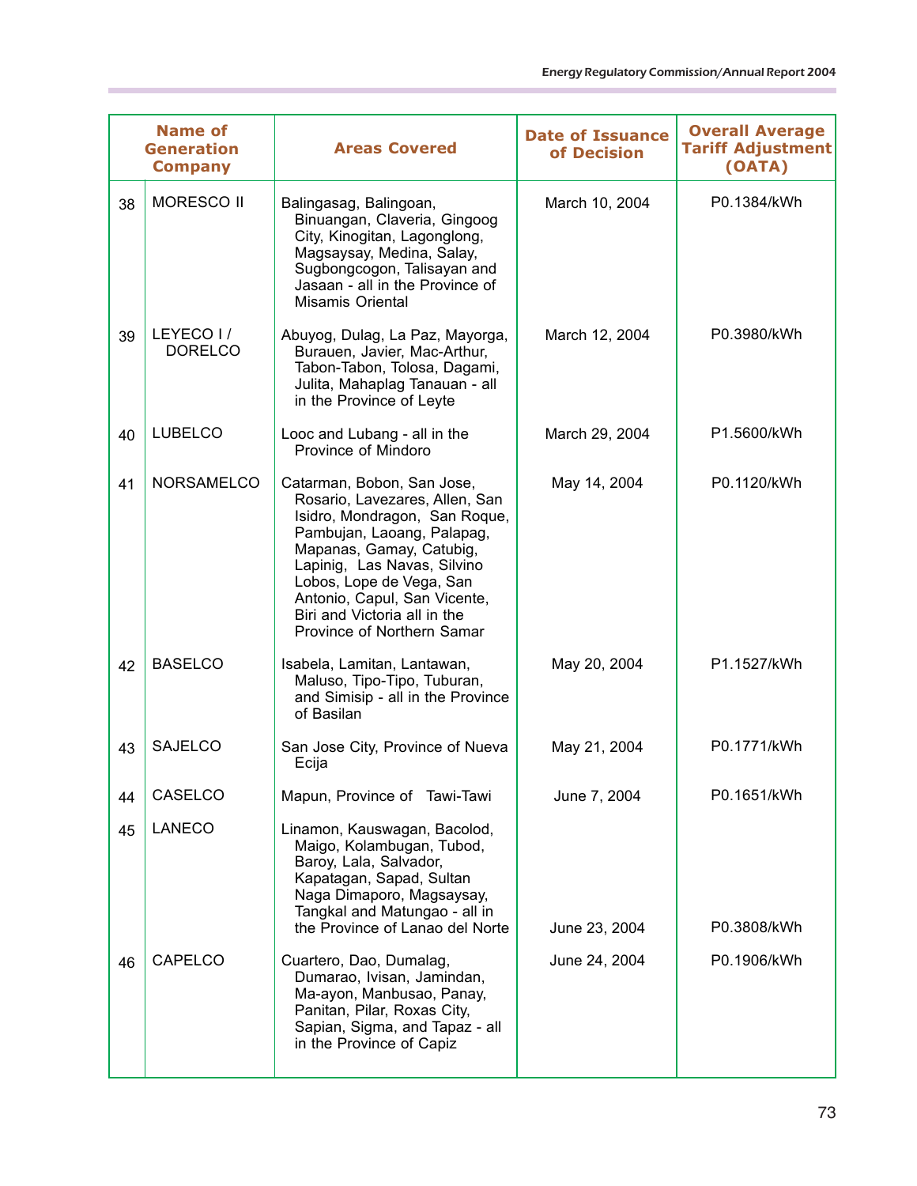| | Name of Generation Company | Areas Covered | Date of Issuance of Decision | Overall Average Tariff Adjustment (OATA) |
|---|---|---|---|---|
| 38 | MORESCO II | Balingasag, Balingoan, Binuangan, Claveria, Gingoog City, Kinogitan, Lagonglong, Magsaysay, Medina, Salay, Sugbongcogon, Talisayan and Jasaan - all in the Province of Misamis Oriental | March 10, 2004 | P0.1384/kWh |
| 39 | LEYECO I / DORELCO | Abuyog, Dulag, La Paz, Mayorga, Burauen, Javier, Mac-Arthur, Tabon-Tabon, Tolosa, Dagami, Julita, Mahaplag Tanauan - all in the Province of Leyte | March 12, 2004 | P0.3980/kWh |
| 40 | LUBELCO | Looc and Lubang - all in the Province of Mindoro | March 29, 2004 | P1.5600/kWh |
| 41 | NORSAMELCO | Catarman, Bobon, San Jose, Rosario, Lavezares, Allen, San Isidro, Mondragon, San Roque, Pambujan, Laoang, Palapag, Mapanas, Gamay, Catubig, Lapinig, Las Navas, Silvino Lobos, Lope de Vega, San Antonio, Capul, San Vicente, Biri and Victoria all in the Province of Northern Samar | May 14, 2004 | P0.1120/kWh |
| 42 | BASELCO | Isabela, Lamitan, Lantawan, Maluso, Tipo-Tipo, Tuburan, and Simisip - all in the Province of Basilan | May 20, 2004 | P1.1527/kWh |
| 43 | SAJELCO | San Jose City, Province of Nueva Ecija | May 21, 2004 | P0.1771/kWh |
| 44 | CASELCO | Mapun, Province of Tawi-Tawi | June 7, 2004 | P0.1651/kWh |
| 45 | LANECO | Linamon, Kauswagan, Bacolod, Maigo, Kolambugan, Tubod, Baroy, Lala, Salvador, Kapatagan, Sapad, Sultan Naga Dimaporo, Magsaysay, Tangkal and Matungao - all in the Province of Lanao del Norte | June 23, 2004 | P0.3808/kWh |
| 46 | CAPELCO | Cuartero, Dao, Dumalag, Dumarao, Ivisan, Jamindan, Ma-ayon, Manbusao, Panay, Panitan, Pilar, Roxas City, Sapian, Sigma, and Tapaz - all in the Province of Capiz | June 24, 2004 | P0.1906/kWh |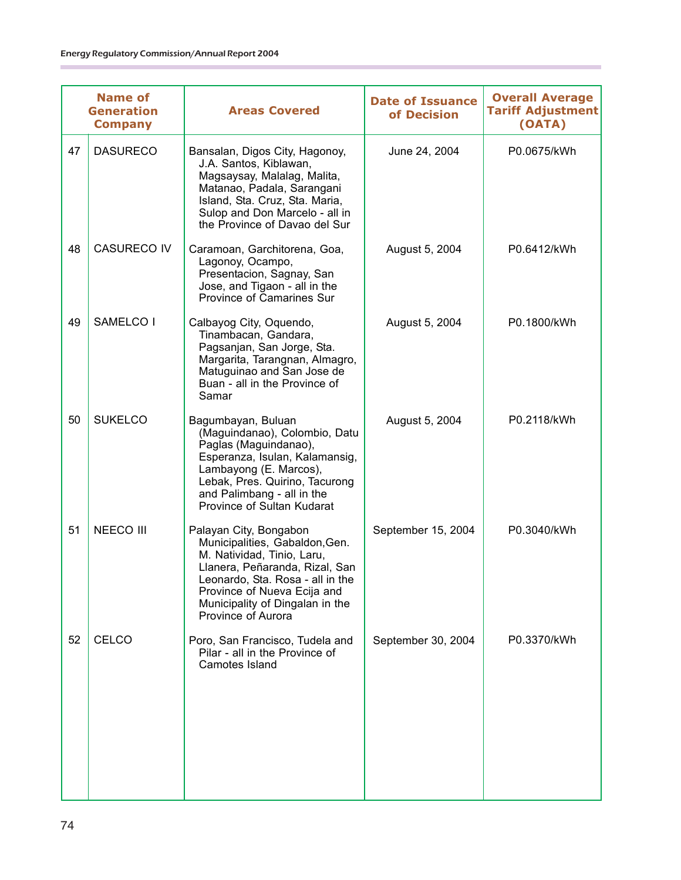| | Name of Generation Company | Areas Covered | Date of Issuance of Decision | Overall Average Tariff Adjustment (OATA) |
|---|---|---|---|---|
| 47 | DASURECO | Bansalan, Digos City, Hagonoy, J.A. Santos, Kiblawan, Magsaysay, Malalag, Malita, Matanao, Padala, Sarangani Island, Sta. Cruz, Sta. Maria, Sulop and Don Marcelo - all in the Province of Davao del Sur | June 24, 2004 | P0.0675/kWh |
| 48 | CASURECO IV | Caramoan, Garchitorena, Goa, Lagonoy, Ocampo, Presentacion, Sagnay, San Jose, and Tigaon - all in the Province of Camarines Sur | August 5, 2004 | P0.6412/kWh |
| 49 | SAMELCO I | Calbayog City, Oquendo, Tinambacan, Gandara, Pagsanjan, San Jorge, Sta. Margarita, Tarangnan, Almagro, Matuguinao and San Jose de Buan - all in the Province of Samar | August 5, 2004 | P0.1800/kWh |
| 50 | SUKELCO | Bagumbayan, Buluan (Maguindanao), Colombio, Datu Paglas (Maguindanao), Esperanza, Isulan, Kalamansig, Lambayong (E. Marcos), Lebak, Pres. Quirino, Tacurong and Palimbang - all in the Province of Sultan Kudarat | August 5, 2004 | P0.2118/kWh |
| 51 | NEECO III | Palayan City, Bongabon Municipalities, Gabaldon,Gen. M. Natividad, Tinio, Laru, Llanera, Peñaranda, Rizal, San Leonardo, Sta. Rosa - all in the Province of Nueva Ecija and Municipality of Dingalan in the Province of Aurora | September 15, 2004 | P0.3040/kWh |
| 52 | CELCO | Poro, San Francisco, Tudela and Pilar - all in the Province of Camotes Island | September 30, 2004 | P0.3370/kWh |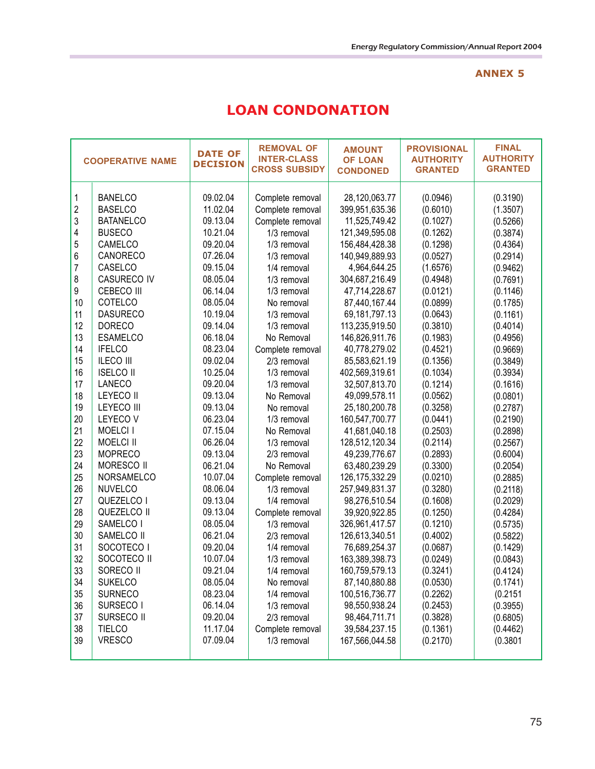ANNEX 5

# LOAN CONDONATION

| | COOPERATIVE NAME | DATE OF DECISION | REMOVAL OF INTER-CLASS CROSS SUBSIDY | AMOUNT OF LOAN CONDONED | PROVISIONAL AUTHORITY GRANTED | FINAL AUTHORITY GRANTED |
|---|---|---|---|---|---|---|
| 1 | BANELCO | 09.02.04 | Complete removal | 28,120,063.77 | (0.0946) | (0.3190) |
| 2 | BASELCO | 11.02.04 | Complete removal | 399,951,635.36 | (0.6010) | (1.3507) |
| 3 | BATANELCO | 09.13.04 | Complete removal | 11,525,749.42 | (0.1027) | (0.5266) |
| 4 | BUSECO | 10.21.04 | 1/3 removal | 121,349,595.08 | (0.1262) | (0.3874) |
| 5 | CAMELCO | 09.20.04 | 1/3 removal | 156,484,428.38 | (0.1298) | (0.4364) |
| 6 | CANORECO | 07.26.04 | 1/3 removal | 140,949,889.93 | (0.0527) | (0.2914) |
| 7 | CASELCO | 09.15.04 | 1/4 removal | 4,964,644.25 | (1.6576) | (0.9462) |
| 8 | CASURECO IV | 08.05.04 | 1/3 removal | 304,687,216.49 | (0.4948) | (0.7691) |
| 9 | CEBECO III | 06.14.04 | 1/3 removal | 47,714,228.67 | (0.0121) | (0.1146) |
| 10 | COTELCO | 08.05.04 | No removal | 87,440,167.44 | (0.0899) | (0.1785) |
| 11 | DASURECO | 10.19.04 | 1/3 removal | 69,181,797.13 | (0.0643) | (0.1161) |
| 12 | DORECO | 09.14.04 | 1/3 removal | 113,235,919.50 | (0.3810) | (0.4014) |
| 13 | ESAMELCO | 06.18.04 | No Removal | 146,826,911.76 | (0.1983) | (0.4956) |
| 14 | IFELCO | 08.23.04 | Complete removal | 40,778,279.02 | (0.4521) | (0.9669) |
| 15 | ILECO III | 09.02.04 | 2/3 removal | 85,583,621.19 | (0.1356) | (0.3849) |
| 16 | ISELCO II | 10.25.04 | 1/3 removal | 402,569,319.61 | (0.1034) | (0.3934) |
| 17 | LANECO | 09.20.04 | 1/3 removal | 32,507,813.70 | (0.1214) | (0.1616) |
| 18 | LEYECO II | 09.13.04 | No Removal | 49,099,578.11 | (0.0562) | (0.0801) |
| 19 | LEYECO III | 09.13.04 | No removal | 25,180,200.78 | (0.3258) | (0.2787) |
| 20 | LEYECO V | 06.23.04 | 1/3 removal | 160,547,700.77 | (0.0441) | (0.2190) |
| 21 | MOELCI I | 07.15.04 | No Removal | 41,681,040.18 | (0.2503) | (0.2898) |
| 22 | MOELCI II | 06.26.04 | 1/3 removal | 128,512,120.34 | (0.2114) | (0.2567) |
| 23 | MOPRECO | 09.13.04 | 2/3 removal | 49,239,776.67 | (0.2893) | (0.6004) |
| 24 | MORESCO II | 06.21.04 | No Removal | 63,480,239.29 | (0.3300) | (0.2054) |
| 25 | NORSAMELCO | 10.07.04 | Complete removal | 126,175,332.29 | (0.0210) | (0.2885) |
| 26 | NUVELCO | 08.06.04 | 1/3 removal | 257,949,831.37 | (0.3280) | (0.2118) |
| 27 | QUEZELCO I | 09.13.04 | 1/4 removal | 98,276,510.54 | (0.1608) | (0.2029) |
| 28 | QUEZELCO II | 09.13.04 | Complete removal | 39,920,922.85 | (0.1250) | (0.4284) |
| 29 | SAMELCO I | 08.05.04 | 1/3 removal | 326,961,417.57 | (0.1210) | (0.5735) |
| 30 | SAMELCO II | 06.21.04 | 2/3 removal | 126,613,340.51 | (0.4002) | (0.5822) |
| 31 | SOCOTECO I | 09.20.04 | 1/4 removal | 76,689,254.37 | (0.0687) | (0.1429) |
| 32 | SOCOTECO II | 10.07.04 | 1/3 removal | 163,389,398.73 | (0.0249) | (0.0843) |
| 33 | SORECO II | 09.21.04 | 1/4 removal | 160,759,579.13 | (0.3241) | (0.4124) |
| 34 | SUKELCO | 08.05.04 | No removal | 87,140,880.88 | (0.0530) | (0.1741) |
| 35 | SURNECO | 08.23.04 | 1/4 removal | 100,516,736.77 | (0.2262) | (0.2151 |
| 36 | SURSECO I | 06.14.04 | 1/3 removal | 98,550,938.24 | (0.2453) | (0.3955) |
| 37 | SURSECO II | 09.20.04 | 2/3 removal | 98,464,711.71 | (0.3828) | (0.6805) |
| 38 | TIELCO | 11.17.04 | Complete removal | 39,584,237.15 | (0.1361) | (0.4462) |
| 39 | VRESCO | 07.09.04 | 1/3 removal | 167,566,044.58 | (0.2170) | (0.3801 |